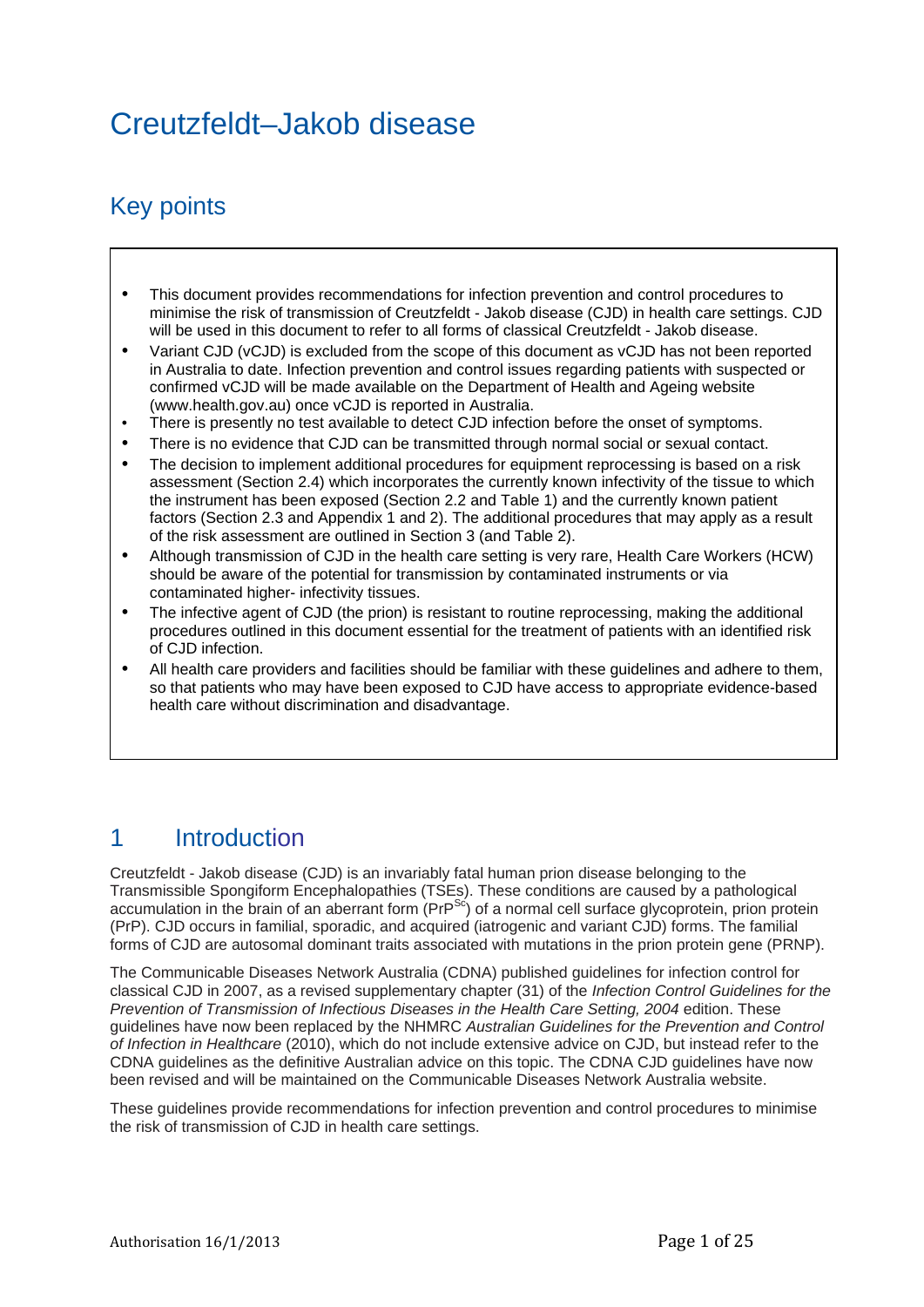# Creutzfeldt–Jakob disease

## Key points

- This document provides recommendations for infection prevention and control procedures to minimise the risk of transmission of Creutzfeldt - Jakob disease (CJD) in health care settings. CJD will be used in this document to refer to all forms of classical Creutzfeldt - Jakob disease.
- Variant CJD (vCJD) is excluded from the scope of this document as vCJD has not been reported in Australia to date. Infection prevention and control issues regarding patients with suspected or confirmed vCJD will be made available on the Department of Health and Ageing website (www.health.gov.au) once vCJD is reported in Australia.
- There is presently no test available to detect CJD infection before the onset of symptoms.
- There is no evidence that CJD can be transmitted through normal social or sexual contact.
- The decision to implement additional procedures for equipment reprocessing is based on a risk assessment (Section 2.4) which incorporates the currently known infectivity of the tissue to which the instrument has been exposed (Section 2.2 and Table 1) and the currently known patient factors (Section 2.3 and Appendix 1 and 2). The additional procedures that may apply as a result of the risk assessment are outlined in Section 3 (and Table 2).
- Although transmission of CJD in the health care setting is very rare, Health Care Workers (HCW) should be aware of the potential for transmission by contaminated instruments or via contaminated higher- infectivity tissues.
- The infective agent of CJD (the prion) is resistant to routine reprocessing, making the additional procedures outlined in this document essential for the treatment of patients with an identified risk of CJD infection.
- All health care providers and facilities should be familiar with these guidelines and adhere to them, so that patients who may have been exposed to CJD have access to appropriate evidence-based health care without discrimination and disadvantage.

## 1 Introduction

Creutzfeldt - Jakob disease (CJD) is an invariably fatal human prion disease belonging to the Transmissible Spongiform Encephalopathies (TSEs). These conditions are caused by a pathological accumulation in the brain of an aberrant form ($PrP^{Sc}$) of a normal cell surface glycoprotein, prion protein (PrP). CJD occurs in familial, sporadic, and acquired (iatrogenic and variant CJD) forms. The familial forms of CJD are autosomal dominant traits associated with mutations in the prion protein gene (PRNP).

The Communicable Diseases Network Australia (CDNA) published guidelines for infection control for classical CJD in 2007, as a revised supplementary chapter (31) of the *Infection Control Guidelines for the Prevention of Transmission of Infectious Diseases in the Health Care Setting, 2004* edition. These guidelines have now been replaced by the NHMRC *Australian Guidelines for the Prevention and Control of Infection in Healthcare* (2010), which do not include extensive advice on CJD, but instead refer to the CDNA guidelines as the definitive Australian advice on this topic. The CDNA CJD guidelines have now been revised and will be maintained on the Communicable Diseases Network Australia website.

These guidelines provide recommendations for infection prevention and control procedures to minimise the risk of transmission of CJD in health care settings.

Authorisation 16/1/2013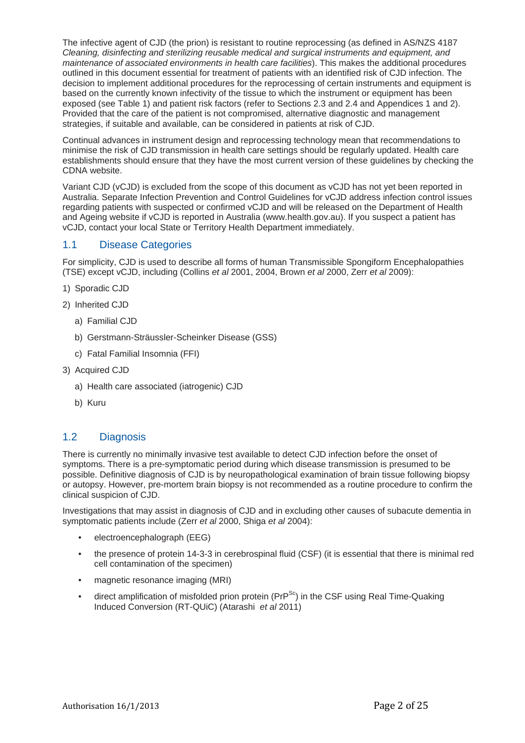The infective agent of CJD (the prion) is resistant to routine reprocessing (as defined in AS/NZS 4187 *Cleaning, disinfecting and sterilizing reusable medical and surgical instruments and equipment, and maintenance of associated environments in health care facilities*). This makes the additional procedures outlined in this document essential for treatment of patients with an identified risk of CJD infection. The decision to implement additional procedures for the reprocessing of certain instruments and equipment is based on the currently known infectivity of the tissue to which the instrument or equipment has been exposed (see Table 1) and patient risk factors (refer to Sections 2.3 and 2.4 and Appendices 1 and 2). Provided that the care of the patient is not compromised, alternative diagnostic and management strategies, if suitable and available, can be considered in patients at risk of CJD.

Continual advances in instrument design and reprocessing technology mean that recommendations to minimise the risk of CJD transmission in health care settings should be regularly updated. Health care establishments should ensure that they have the most current version of these guidelines by checking the CDNA website.

Variant CJD (vCJD) is excluded from the scope of this document as vCJD has not yet been reported in Australia. Separate Infection Prevention and Control Guidelines for vCJD address infection control issues regarding patients with suspected or confirmed vCJD and will be released on the Department of Health and Ageing website if vCJD is reported in Australia (www.health.gov.au). If you suspect a patient has vCJD, contact your local State or Territory Health Department immediately.

## 1.1 Disease Categories

For simplicity, CJD is used to describe all forms of human Transmissible Spongiform Encephalopathies (TSE) except vCJD, including (Collins *et al* 2001, 2004, Brown *et al* 2000, Zerr *et al* 2009):

1) Sporadic CJD
2) Inherited CJD
   a) Familial CJD
   b) Gerstmann-Sträussler-Scheinker Disease (GSS)
   c) Fatal Familial Insomnia (FFI)
3) Acquired CJD
   a) Health care associated (iatrogenic) CJD
   b) Kuru

## 1.2 Diagnosis

There is currently no minimally invasive test available to detect CJD infection before the onset of symptoms. There is a pre-symptomatic period during which disease transmission is presumed to be possible. Definitive diagnosis of CJD is by neuropathological examination of brain tissue following biopsy or autopsy. However, pre-mortem brain biopsy is not recommended as a routine procedure to confirm the clinical suspicion of CJD.

Investigations that may assist in diagnosis of CJD and in excluding other causes of subacute dementia in symptomatic patients include (Zerr *et al* 2000, Shiga *et al* 2004):

- electroencephalograph (EEG)
- the presence of protein 14-3-3 in cerebrospinal fluid (CSF) (it is essential that there is minimal red cell contamination of the specimen)
- magnetic resonance imaging (MRI)
- direct amplification of misfolded prion protein ($PrP^{Sc}$) in the CSF using Real Time-Quaking Induced Conversion (RT-QUiC) (Atarashi *et al* 2011)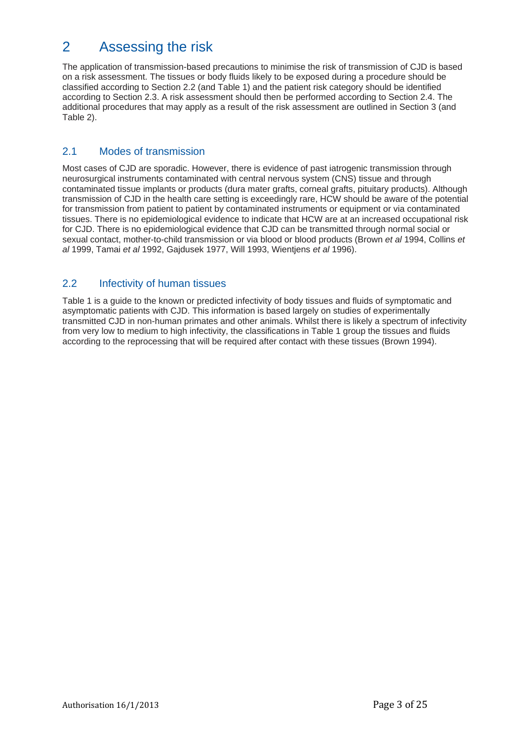# 2 Assessing the risk

The application of transmission-based precautions to minimise the risk of transmission of CJD is based on a risk assessment. The tissues or body fluids likely to be exposed during a procedure should be classified according to Section 2.2 (and Table 1) and the patient risk category should be identified according to Section 2.3. A risk assessment should then be performed according to Section 2.4. The additional procedures that may apply as a result of the risk assessment are outlined in Section 3 (and Table 2).

## 2.1 Modes of transmission

Most cases of CJD are sporadic. However, there is evidence of past iatrogenic transmission through neurosurgical instruments contaminated with central nervous system (CNS) tissue and through contaminated tissue implants or products (dura mater grafts, corneal grafts, pituitary products). Although transmission of CJD in the health care setting is exceedingly rare, HCW should be aware of the potential for transmission from patient to patient by contaminated instruments or equipment or via contaminated tissues. There is no epidemiological evidence to indicate that HCW are at an increased occupational risk for CJD. There is no epidemiological evidence that CJD can be transmitted through normal social or sexual contact, mother-to-child transmission or via blood or blood products (Brown *et al* 1994, Collins *et al* 1999, Tamai *et al* 1992, Gajdusek 1977, Will 1993, Wientjens *et al* 1996).

## 2.2 Infectivity of human tissues

Table 1 is a guide to the known or predicted infectivity of body tissues and fluids of symptomatic and asymptomatic patients with CJD. This information is based largely on studies of experimentally transmitted CJD in non-human primates and other animals. Whilst there is likely a spectrum of infectivity from very low to medium to high infectivity, the classifications in Table 1 group the tissues and fluids according to the reprocessing that will be required after contact with these tissues (Brown 1994).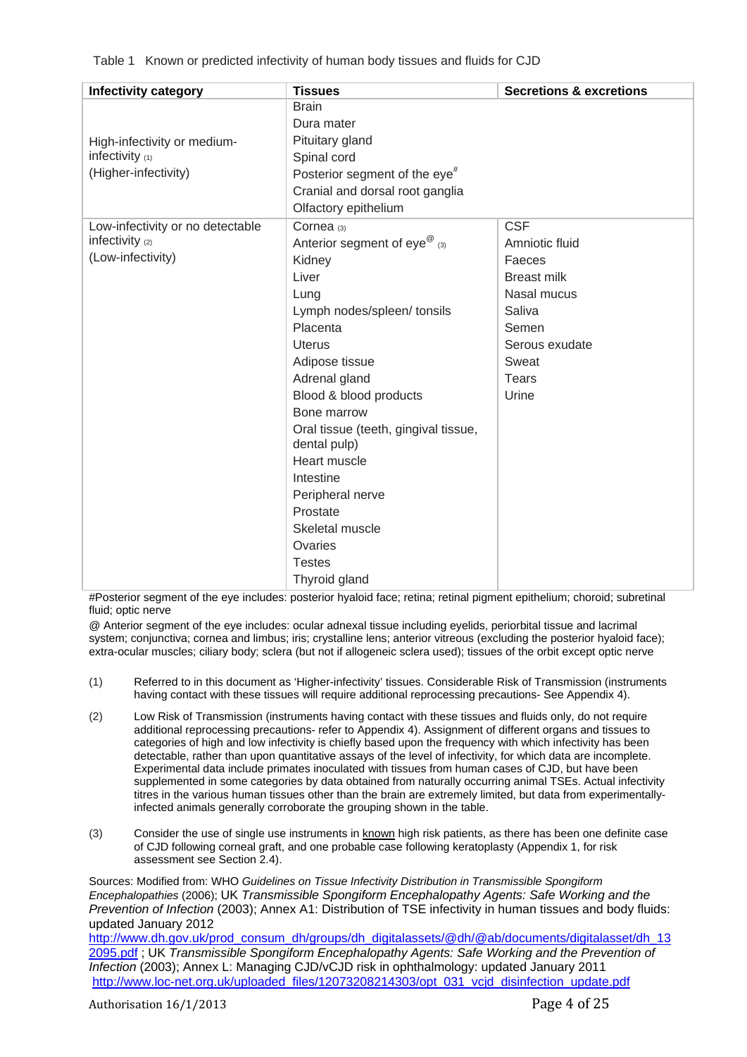Table 1 Known or predicted infectivity of human body tissues and fluids for CJD

| Infectivity category | Tissues | Secretions & excretions |
|---|---|---|
| High-infectivity or medium-infectivity (1) (Higher-infectivity) | Brain<br>Dura mater<br>Pituitary gland<br>Spinal cord<br>Posterior segment of the eye#<br>Cranial and dorsal root ganglia<br>Olfactory epithelium | |
| Low-infectivity or no detectable infectivity (2) (Low-infectivity) | Cornea (3)<br>Anterior segment of eye@ (3)<br>Kidney<br>Liver<br>Lung<br>Lymph nodes/spleen/ tonsils<br>Placenta<br>Uterus<br>Adipose tissue<br>Adrenal gland<br>Blood & blood products<br>Bone marrow<br>Oral tissue (teeth, gingival tissue, dental pulp)<br>Heart muscle<br>Intestine<br>Peripheral nerve<br>Prostate<br>Skeletal muscle<br>Ovaries<br>Testes<br>Thyroid gland | CSF<br>Amniotic fluid<br>Faeces<br>Breast milk<br>Nasal mucus<br>Saliva<br>Semen<br>Serous exudate<br>Sweat<br>Tears<br>Urine |

#Posterior segment of the eye includes: posterior hyaloid face; retina; retinal pigment epithelium; choroid; subretinal fluid; optic nerve

@ Anterior segment of the eye includes: ocular adnexal tissue including eyelids, periorbital tissue and lacrimal system; conjunctiva; cornea and limbus; iris; crystalline lens; anterior vitreous (excluding the posterior hyaloid face); extra-ocular muscles; ciliary body; sclera (but not if allogeneic sclera used); tissues of the orbit except optic nerve

(1) Referred to in this document as 'Higher-infectivity' tissues. Considerable Risk of Transmission (instruments having contact with these tissues will require additional reprocessing precautions- See Appendix 4).

(2) Low Risk of Transmission (instruments having contact with these tissues and fluids only, do not require additional reprocessing precautions- refer to Appendix 4). Assignment of different organs and tissues to categories of high and low infectivity is chiefly based upon the frequency with which infectivity has been detectable, rather than upon quantitative assays of the level of infectivity, for which data are incomplete. Experimental data include primates inoculated with tissues from human cases of CJD, but have been supplemented in some categories by data obtained from naturally occurring animal TSEs. Actual infectivity titres in the various human tissues other than the brain are extremely limited, but data from experimentally-infected animals generally corroborate the grouping shown in the table.

(3) Consider the use of single use instruments in known high risk patients, as there has been one definite case of CJD following corneal graft, and one probable case following keratoplasty (Appendix 1, for risk assessment see Section 2.4).

Sources: Modified from: WHO *Guidelines on Tissue Infectivity Distribution in Transmissible Spongiform Encephalopathies* (2006); UK *Transmissible Spongiform Encephalopathy Agents: Safe Working and the Prevention of Infection* (2003); Annex A1: Distribution of TSE infectivity in human tissues and body fluids: updated January 2012 http://www.dh.gov.uk/prod_consum_dh/groups/dh_digitalassets/@dh/@ab/documents/digitalasset/dh_132095.pdf ; UK *Transmissible Spongiform Encephalopathy Agents: Safe Working and the Prevention of Infection* (2003); Annex L: Managing CJD/vCJD risk in ophthalmology: updated January 2011 http://www.loc-net.org.uk/uploaded_files/12073208214303/opt_031_vcjd_disinfection_update.pdf

Authorisation 16/1/2013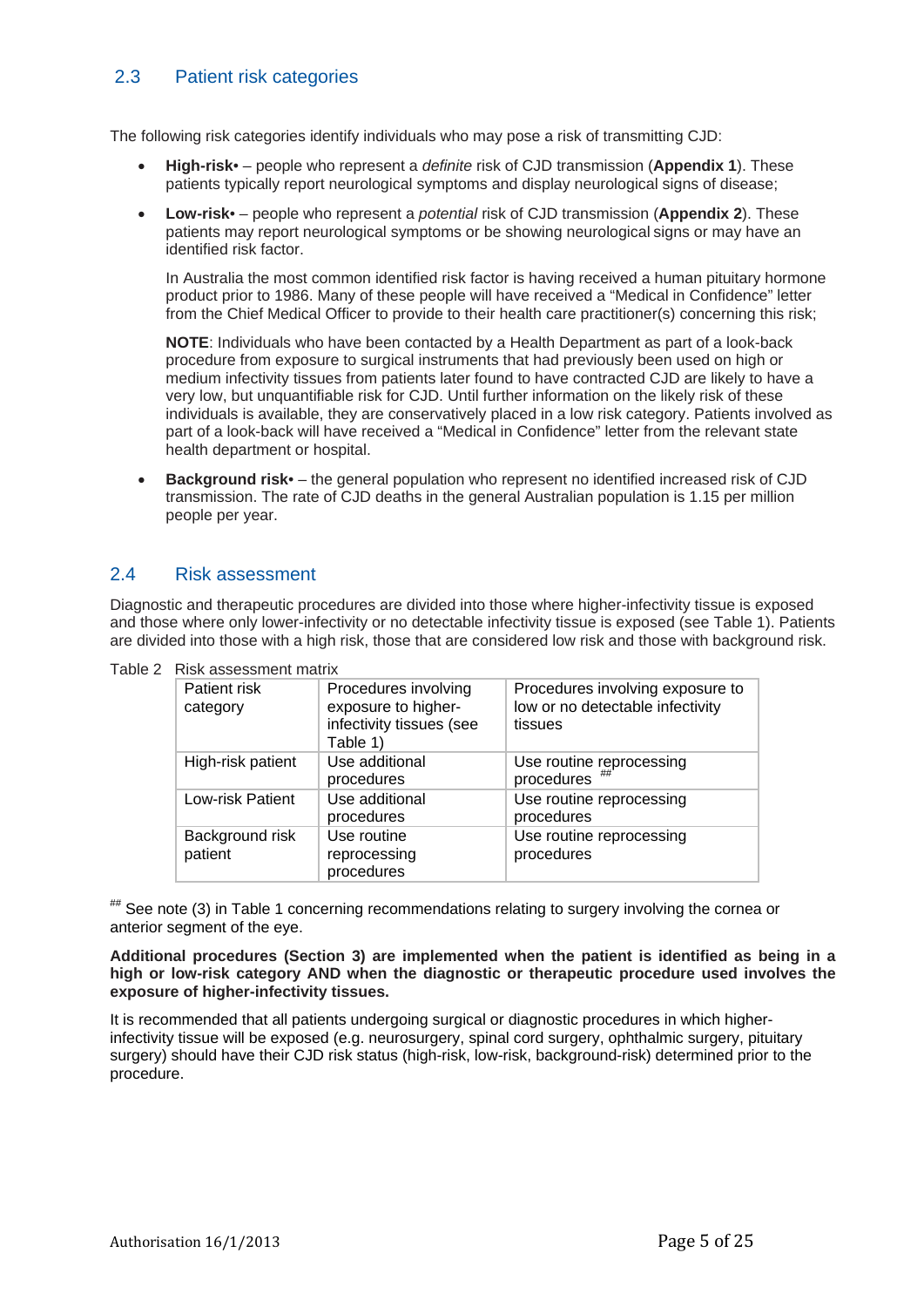## 2.3 Patient risk categories

The following risk categories identify individuals who may pose a risk of transmitting CJD:

- **High-risk•** – people who represent a *definite* risk of CJD transmission (**Appendix 1**). These patients typically report neurological symptoms and display neurological signs of disease;
- **Low-risk•** – people who represent a *potential* risk of CJD transmission (**Appendix 2**). These patients may report neurological symptoms or be showing neurological signs or may have an identified risk factor.

  In Australia the most common identified risk factor is having received a human pituitary hormone product prior to 1986. Many of these people will have received a "Medical in Confidence" letter from the Chief Medical Officer to provide to their health care practitioner(s) concerning this risk;

  **NOTE**: Individuals who have been contacted by a Health Department as part of a look-back procedure from exposure to surgical instruments that had previously been used on high or medium infectivity tissues from patients later found to have contracted CJD are likely to have a very low, but unquantifiable risk for CJD. Until further information on the likely risk of these individuals is available, they are conservatively placed in a low risk category. Patients involved as part of a look-back will have received a "Medical in Confidence" letter from the relevant state health department or hospital.

- **Background risk•** – the general population who represent no identified increased risk of CJD transmission. The rate of CJD deaths in the general Australian population is 1.15 per million people per year.

## 2.4 Risk assessment

Diagnostic and therapeutic procedures are divided into those where higher-infectivity tissue is exposed and those where only lower-infectivity or no detectable infectivity tissue is exposed (see Table 1). Patients are divided into those with a high risk, those that are considered low risk and those with background risk.

Table 2 Risk assessment matrix

| Patient risk category | Procedures involving exposure to higher-infectivity tissues (see Table 1) | Procedures involving exposure to low or no detectable infectivity tissues |
|---|---|---|
| High-risk patient | Use additional procedures | Use routine reprocessing procedures ## |
| Low-risk Patient | Use additional procedures | Use routine reprocessing procedures |
| Background risk patient | Use routine reprocessing procedures | Use routine reprocessing procedures |

## See note (3) in Table 1 concerning recommendations relating to surgery involving the cornea or anterior segment of the eye.

**Additional procedures (Section 3) are implemented when the patient is identified as being in a high or low-risk category AND when the diagnostic or therapeutic procedure used involves the exposure of higher-infectivity tissues.**

It is recommended that all patients undergoing surgical or diagnostic procedures in which higher-infectivity tissue will be exposed (e.g. neurosurgery, spinal cord surgery, ophthalmic surgery, pituitary surgery) should have their CJD risk status (high-risk, low-risk, background-risk) determined prior to the procedure.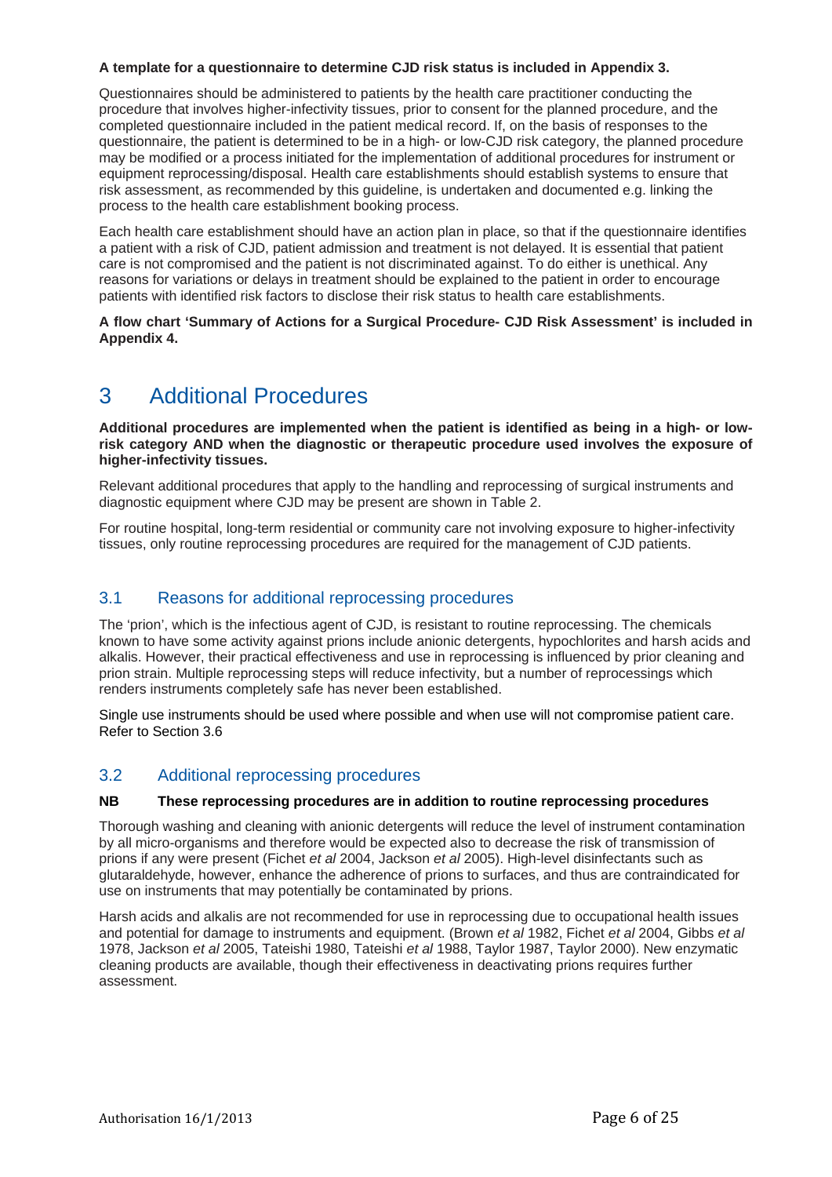**A template for a questionnaire to determine CJD risk status is included in Appendix 3.**

Questionnaires should be administered to patients by the health care practitioner conducting the procedure that involves higher-infectivity tissues, prior to consent for the planned procedure, and the completed questionnaire included in the patient medical record. If, on the basis of responses to the questionnaire, the patient is determined to be in a high- or low-CJD risk category, the planned procedure may be modified or a process initiated for the implementation of additional procedures for instrument or equipment reprocessing/disposal. Health care establishments should establish systems to ensure that risk assessment, as recommended by this guideline, is undertaken and documented e.g. linking the process to the health care establishment booking process.

Each health care establishment should have an action plan in place, so that if the questionnaire identifies a patient with a risk of CJD, patient admission and treatment is not delayed. It is essential that patient care is not compromised and the patient is not discriminated against. To do either is unethical. Any reasons for variations or delays in treatment should be explained to the patient in order to encourage patients with identified risk factors to disclose their risk status to health care establishments.

**A flow chart 'Summary of Actions for a Surgical Procedure- CJD Risk Assessment' is included in Appendix 4.**

# 3 Additional Procedures

**Additional procedures are implemented when the patient is identified as being in a high- or low-risk category AND when the diagnostic or therapeutic procedure used involves the exposure of higher-infectivity tissues.**

Relevant additional procedures that apply to the handling and reprocessing of surgical instruments and diagnostic equipment where CJD may be present are shown in Table 2.

For routine hospital, long-term residential or community care not involving exposure to higher-infectivity tissues, only routine reprocessing procedures are required for the management of CJD patients.

## 3.1 Reasons for additional reprocessing procedures

The 'prion', which is the infectious agent of CJD, is resistant to routine reprocessing. The chemicals known to have some activity against prions include anionic detergents, hypochlorites and harsh acids and alkalis. However, their practical effectiveness and use in reprocessing is influenced by prior cleaning and prion strain. Multiple reprocessing steps will reduce infectivity, but a number of reprocessings which renders instruments completely safe has never been established.

Single use instruments should be used where possible and when use will not compromise patient care. Refer to Section 3.6

## 3.2 Additional reprocessing procedures

**NB These reprocessing procedures are in addition to routine reprocessing procedures**

Thorough washing and cleaning with anionic detergents will reduce the level of instrument contamination by all micro-organisms and therefore would be expected also to decrease the risk of transmission of prions if any were present (Fichet *et al* 2004, Jackson *et al* 2005). High-level disinfectants such as glutaraldehyde, however, enhance the adherence of prions to surfaces, and thus are contraindicated for use on instruments that may potentially be contaminated by prions.

Harsh acids and alkalis are not recommended for use in reprocessing due to occupational health issues and potential for damage to instruments and equipment. (Brown *et al* 1982, Fichet *et al* 2004, Gibbs *et al* 1978, Jackson *et al* 2005, Tateishi 1980, Tateishi *et al* 1988, Taylor 1987, Taylor 2000). New enzymatic cleaning products are available, though their effectiveness in deactivating prions requires further assessment.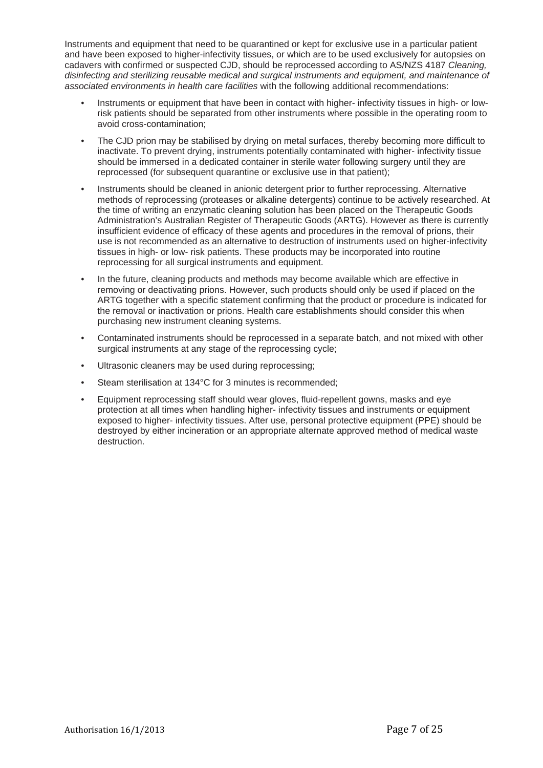Instruments and equipment that need to be quarantined or kept for exclusive use in a particular patient and have been exposed to higher-infectivity tissues, or which are to be used exclusively for autopsies on cadavers with confirmed or suspected CJD, should be reprocessed according to AS/NZS 4187 *Cleaning, disinfecting and sterilizing reusable medical and surgical instruments and equipment, and maintenance of associated environments in health care facilities* with the following additional recommendations:

- Instruments or equipment that have been in contact with higher- infectivity tissues in high- or low-risk patients should be separated from other instruments where possible in the operating room to avoid cross-contamination;
- The CJD prion may be stabilised by drying on metal surfaces, thereby becoming more difficult to inactivate. To prevent drying, instruments potentially contaminated with higher- infectivity tissue should be immersed in a dedicated container in sterile water following surgery until they are reprocessed (for subsequent quarantine or exclusive use in that patient);
- Instruments should be cleaned in anionic detergent prior to further reprocessing. Alternative methods of reprocessing (proteases or alkaline detergents) continue to be actively researched. At the time of writing an enzymatic cleaning solution has been placed on the Therapeutic Goods Administration's Australian Register of Therapeutic Goods (ARTG). However as there is currently insufficient evidence of efficacy of these agents and procedures in the removal of prions, their use is not recommended as an alternative to destruction of instruments used on higher-infectivity tissues in high- or low- risk patients. These products may be incorporated into routine reprocessing for all surgical instruments and equipment.
- In the future, cleaning products and methods may become available which are effective in removing or deactivating prions. However, such products should only be used if placed on the ARTG together with a specific statement confirming that the product or procedure is indicated for the removal or inactivation or prions. Health care establishments should consider this when purchasing new instrument cleaning systems.
- Contaminated instruments should be reprocessed in a separate batch, and not mixed with other surgical instruments at any stage of the reprocessing cycle;
- Ultrasonic cleaners may be used during reprocessing;
- Steam sterilisation at 134°C for 3 minutes is recommended;
- Equipment reprocessing staff should wear gloves, fluid-repellent gowns, masks and eye protection at all times when handling higher- infectivity tissues and instruments or equipment exposed to higher- infectivity tissues. After use, personal protective equipment (PPE) should be destroyed by either incineration or an appropriate alternate approved method of medical waste destruction.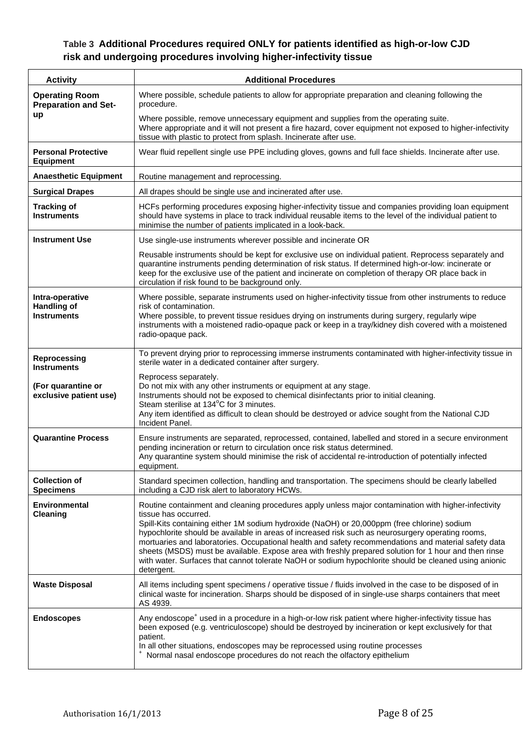**Table 3 Additional Procedures required ONLY for patients identified as high-or-low CJD risk and undergoing procedures involving higher-infectivity tissue**

| Activity | Additional Procedures |
|---|---|
| **Operating Room Preparation and Set-up** | Where possible, schedule patients to allow for appropriate preparation and cleaning following the procedure.<br>Where possible, remove unnecessary equipment and supplies from the operating suite.<br>Where appropriate and it will not present a fire hazard, cover equipment not exposed to higher-infectivity tissue with plastic to protect from splash. Incinerate after use. |
| **Personal Protective Equipment** | Wear fluid repellent single use PPE including gloves, gowns and full face shields. Incinerate after use. |
| **Anaesthetic Equipment** | Routine management and reprocessing. |
| **Surgical Drapes** | All drapes should be single use and incinerated after use. |
| **Tracking of Instruments** | HCFs performing procedures exposing higher-infectivity tissue and companies providing loan equipment should have systems in place to track individual reusable items to the level of the individual patient to minimise the number of patients implicated in a look-back. |
| **Instrument Use** | Use single-use instruments wherever possible and incinerate OR<br>Reusable instruments should be kept for exclusive use on individual patient. Reprocess separately and quarantine instruments pending determination of risk status. If determined high-or-low: incinerate or keep for the exclusive use of the patient and incinerate on completion of therapy OR place back in circulation if risk found to be background only. |
| **Intra-operative Handling of Instruments** | Where possible, separate instruments used on higher-infectivity tissue from other instruments to reduce risk of contamination.<br>Where possible, to prevent tissue residues drying on instruments during surgery, regularly wipe instruments with a moistened radio-opaque pack or keep in a tray/kidney dish covered with a moistened radio-opaque pack. |
| **Reprocessing Instruments**<br>**(For quarantine or exclusive patient use)** | To prevent drying prior to reprocessing immerse instruments contaminated with higher-infectivity tissue in sterile water in a dedicated container after surgery.<br>Reprocess separately.<br>Do not mix with any other instruments or equipment at any stage.<br>Instruments should not be exposed to chemical disinfectants prior to initial cleaning.<br>Steam sterilise at 134$^{o}$C for 3 minutes.<br>Any item identified as difficult to clean should be destroyed or advice sought from the National CJD Incident Panel. |
| **Quarantine Process** | Ensure instruments are separated, reprocessed, contained, labelled and stored in a secure environment pending incineration or return to circulation once risk status determined.<br>Any quarantine system should minimise the risk of accidental re-introduction of potentially infected equipment. |
| **Collection of Specimens** | Standard specimen collection, handling and transportation. The specimens should be clearly labelled including a CJD risk alert to laboratory HCWs. |
| **Environmental Cleaning** | Routine containment and cleaning procedures apply unless major contamination with higher-infectivity tissue has occurred.<br>Spill-Kits containing either 1M sodium hydroxide (NaOH) or 20,000ppm (free chlorine) sodium hypochlorite should be available in areas of increased risk such as neurosurgery operating rooms, mortuaries and laboratories. Occupational health and safety recommendations and material safety data sheets (MSDS) must be available. Expose area with freshly prepared solution for 1 hour and then rinse with water. Surfaces that cannot tolerate NaOH or sodium hypochlorite should be cleaned using anionic detergent. |
| **Waste Disposal** | All items including spent specimens / operative tissue / fluids involved in the case to be disposed of in clinical waste for incineration. Sharps should be disposed of in single-use sharps containers that meet AS 4939. |
| **Endoscopes** | Any endoscope[+] used in a procedure in a high-or-low risk patient where higher-infectivity tissue has been exposed (e.g. ventriculoscope) should be destroyed by incineration or kept exclusively for that patient.<br>In all other situations, endoscopes may be reprocessed using routine processes<br>[+] Normal nasal endoscope procedures do not reach the olfactory epithelium |

Authorisation 16/1/2013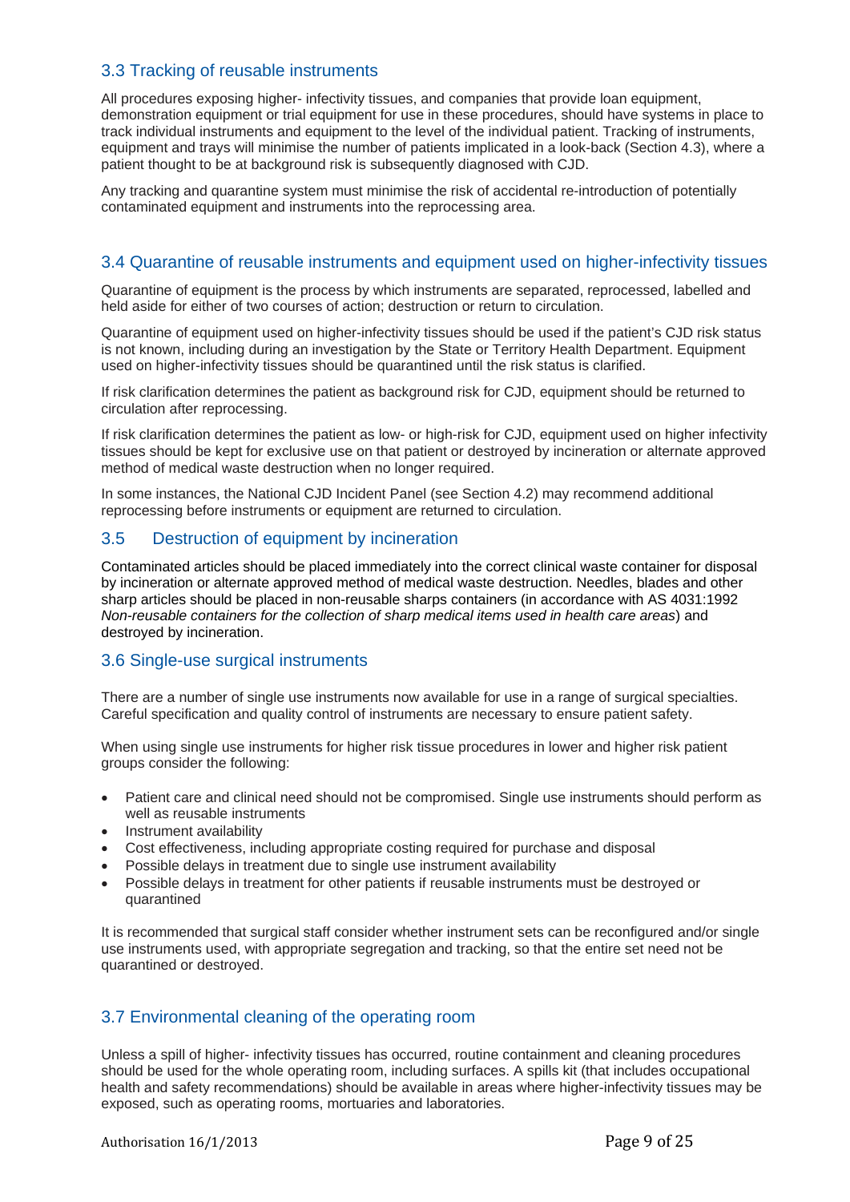## 3.3 Tracking of reusable instruments

All procedures exposing higher- infectivity tissues, and companies that provide loan equipment, demonstration equipment or trial equipment for use in these procedures, should have systems in place to track individual instruments and equipment to the level of the individual patient. Tracking of instruments, equipment and trays will minimise the number of patients implicated in a look-back (Section 4.3), where a patient thought to be at background risk is subsequently diagnosed with CJD.

Any tracking and quarantine system must minimise the risk of accidental re-introduction of potentially contaminated equipment and instruments into the reprocessing area.

## 3.4 Quarantine of reusable instruments and equipment used on higher-infectivity tissues

Quarantine of equipment is the process by which instruments are separated, reprocessed, labelled and held aside for either of two courses of action; destruction or return to circulation.

Quarantine of equipment used on higher-infectivity tissues should be used if the patient's CJD risk status is not known, including during an investigation by the State or Territory Health Department. Equipment used on higher-infectivity tissues should be quarantined until the risk status is clarified.

If risk clarification determines the patient as background risk for CJD, equipment should be returned to circulation after reprocessing.

If risk clarification determines the patient as low- or high-risk for CJD, equipment used on higher infectivity tissues should be kept for exclusive use on that patient or destroyed by incineration or alternate approved method of medical waste destruction when no longer required.

In some instances, the National CJD Incident Panel (see Section 4.2) may recommend additional reprocessing before instruments or equipment are returned to circulation.

## 3.5 Destruction of equipment by incineration

Contaminated articles should be placed immediately into the correct clinical waste container for disposal by incineration or alternate approved method of medical waste destruction. Needles, blades and other sharp articles should be placed in non-reusable sharps containers (in accordance with AS 4031:1992 *Non-reusable containers for the collection of sharp medical items used in health care areas*) and destroyed by incineration.

## 3.6 Single-use surgical instruments

There are a number of single use instruments now available for use in a range of surgical specialties. Careful specification and quality control of instruments are necessary to ensure patient safety.

When using single use instruments for higher risk tissue procedures in lower and higher risk patient groups consider the following:

- Patient care and clinical need should not be compromised. Single use instruments should perform as well as reusable instruments
- Instrument availability
- Cost effectiveness, including appropriate costing required for purchase and disposal
- Possible delays in treatment due to single use instrument availability
- Possible delays in treatment for other patients if reusable instruments must be destroyed or quarantined

It is recommended that surgical staff consider whether instrument sets can be reconfigured and/or single use instruments used, with appropriate segregation and tracking, so that the entire set need not be quarantined or destroyed.

## 3.7 Environmental cleaning of the operating room

Unless a spill of higher- infectivity tissues has occurred, routine containment and cleaning procedures should be used for the whole operating room, including surfaces. A spills kit (that includes occupational health and safety recommendations) should be available in areas where higher-infectivity tissues may be exposed, such as operating rooms, mortuaries and laboratories.

Authorisation 16/1/2013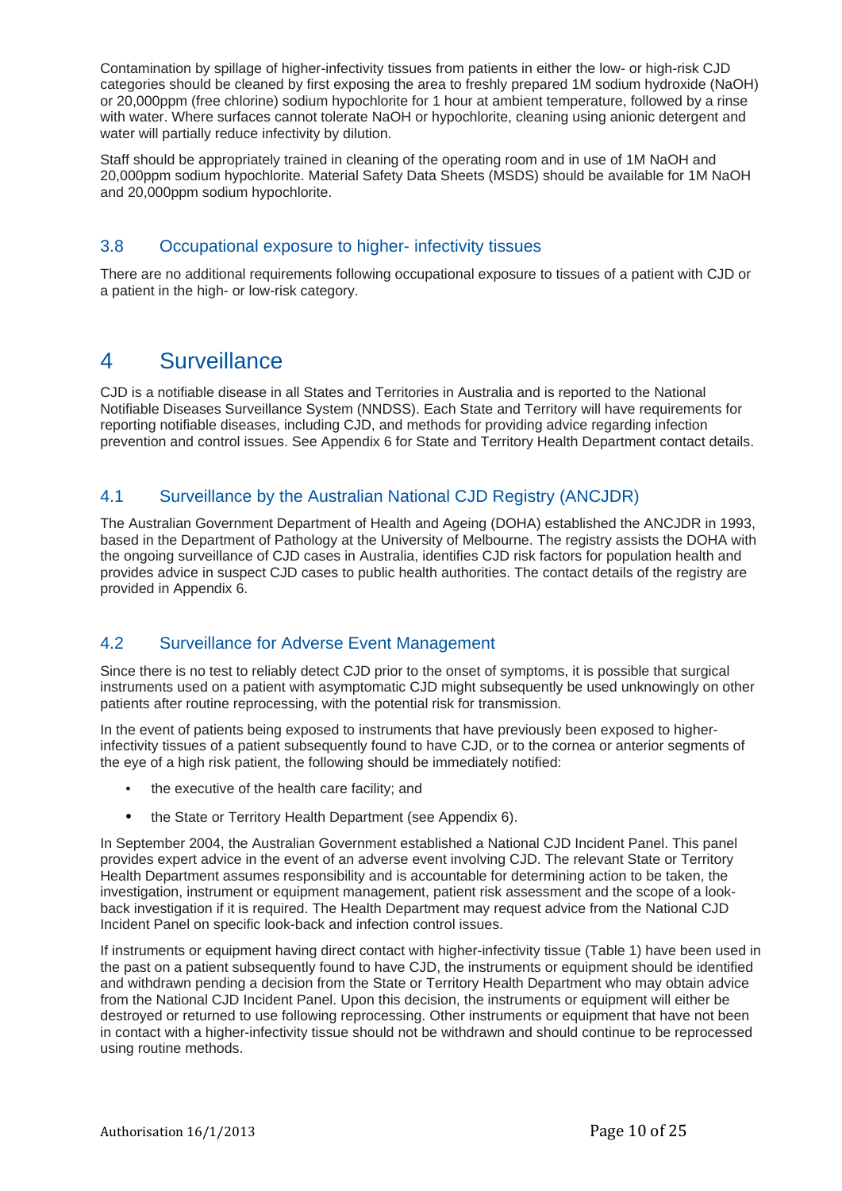Contamination by spillage of higher-infectivity tissues from patients in either the low- or high-risk CJD categories should be cleaned by first exposing the area to freshly prepared 1M sodium hydroxide (NaOH) or 20,000ppm (free chlorine) sodium hypochlorite for 1 hour at ambient temperature, followed by a rinse with water. Where surfaces cannot tolerate NaOH or hypochlorite, cleaning using anionic detergent and water will partially reduce infectivity by dilution.

Staff should be appropriately trained in cleaning of the operating room and in use of 1M NaOH and 20,000ppm sodium hypochlorite. Material Safety Data Sheets (MSDS) should be available for 1M NaOH and 20,000ppm sodium hypochlorite.

## 3.8 Occupational exposure to higher- infectivity tissues

There are no additional requirements following occupational exposure to tissues of a patient with CJD or a patient in the high- or low-risk category.

# 4 Surveillance

CJD is a notifiable disease in all States and Territories in Australia and is reported to the National Notifiable Diseases Surveillance System (NNDSS). Each State and Territory will have requirements for reporting notifiable diseases, including CJD, and methods for providing advice regarding infection prevention and control issues. See Appendix 6 for State and Territory Health Department contact details.

## 4.1 Surveillance by the Australian National CJD Registry (ANCJDR)

The Australian Government Department of Health and Ageing (DOHA) established the ANCJDR in 1993, based in the Department of Pathology at the University of Melbourne. The registry assists the DOHA with the ongoing surveillance of CJD cases in Australia, identifies CJD risk factors for population health and provides advice in suspect CJD cases to public health authorities. The contact details of the registry are provided in Appendix 6.

## 4.2 Surveillance for Adverse Event Management

Since there is no test to reliably detect CJD prior to the onset of symptoms, it is possible that surgical instruments used on a patient with asymptomatic CJD might subsequently be used unknowingly on other patients after routine reprocessing, with the potential risk for transmission.

In the event of patients being exposed to instruments that have previously been exposed to higher-infectivity tissues of a patient subsequently found to have CJD, or to the cornea or anterior segments of the eye of a high risk patient, the following should be immediately notified:

- the executive of the health care facility; and
- the State or Territory Health Department (see Appendix 6).

In September 2004, the Australian Government established a National CJD Incident Panel. This panel provides expert advice in the event of an adverse event involving CJD. The relevant State or Territory Health Department assumes responsibility and is accountable for determining action to be taken, the investigation, instrument or equipment management, patient risk assessment and the scope of a look-back investigation if it is required. The Health Department may request advice from the National CJD Incident Panel on specific look-back and infection control issues.

If instruments or equipment having direct contact with higher-infectivity tissue (Table 1) have been used in the past on a patient subsequently found to have CJD, the instruments or equipment should be identified and withdrawn pending a decision from the State or Territory Health Department who may obtain advice from the National CJD Incident Panel. Upon this decision, the instruments or equipment will either be destroyed or returned to use following reprocessing. Other instruments or equipment that have not been in contact with a higher-infectivity tissue should not be withdrawn and should continue to be reprocessed using routine methods.

Authorisation 16/1/2013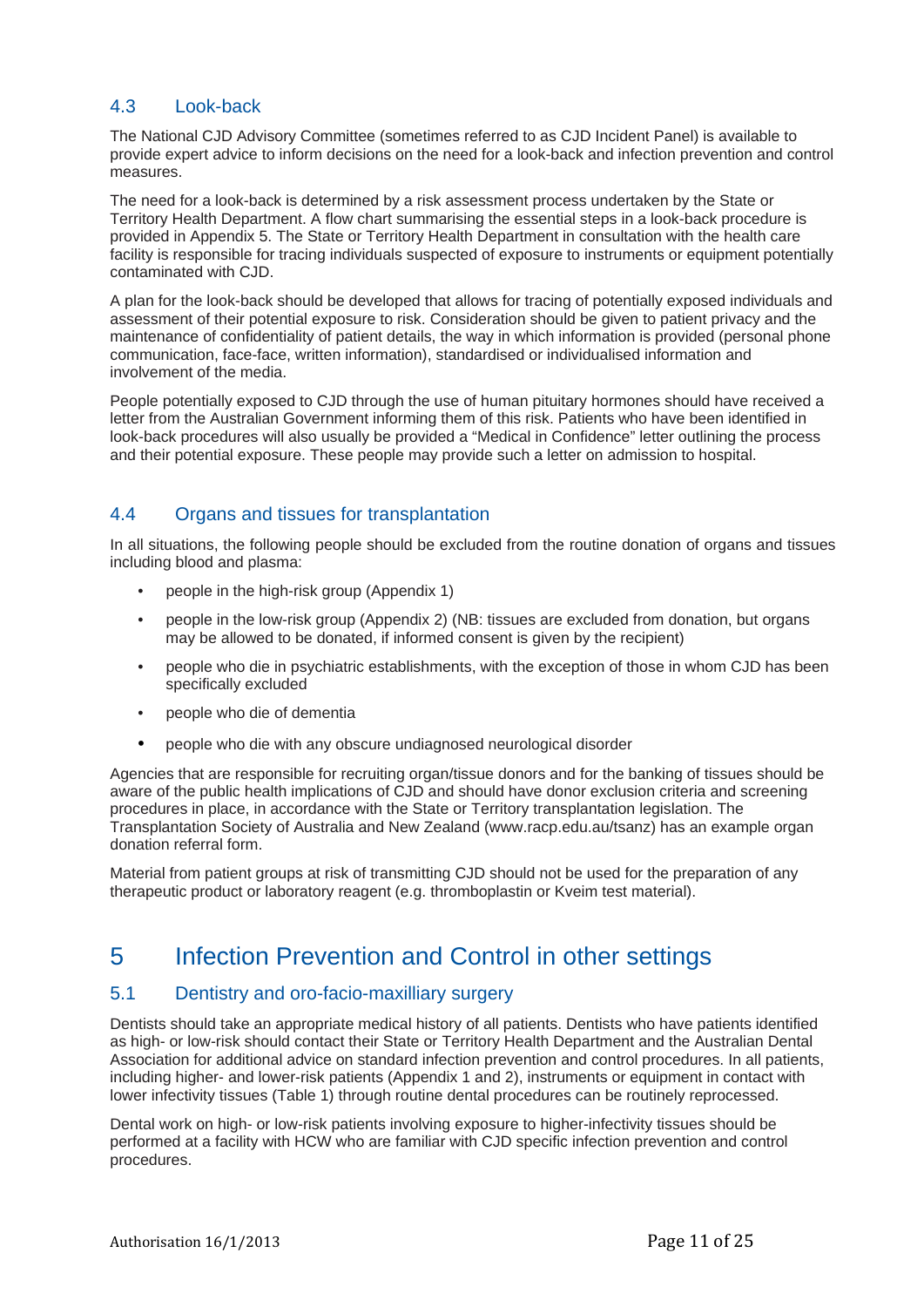### 4.3 Look-back

The National CJD Advisory Committee (sometimes referred to as CJD Incident Panel) is available to provide expert advice to inform decisions on the need for a look-back and infection prevention and control measures.

The need for a look-back is determined by a risk assessment process undertaken by the State or Territory Health Department. A flow chart summarising the essential steps in a look-back procedure is provided in Appendix 5. The State or Territory Health Department in consultation with the health care facility is responsible for tracing individuals suspected of exposure to instruments or equipment potentially contaminated with CJD.

A plan for the look-back should be developed that allows for tracing of potentially exposed individuals and assessment of their potential exposure to risk. Consideration should be given to patient privacy and the maintenance of confidentiality of patient details, the way in which information is provided (personal phone communication, face-face, written information), standardised or individualised information and involvement of the media.

People potentially exposed to CJD through the use of human pituitary hormones should have received a letter from the Australian Government informing them of this risk. Patients who have been identified in look-back procedures will also usually be provided a "Medical in Confidence" letter outlining the process and their potential exposure. These people may provide such a letter on admission to hospital.

### 4.4 Organs and tissues for transplantation

In all situations, the following people should be excluded from the routine donation of organs and tissues including blood and plasma:

- people in the high-risk group (Appendix 1)
- people in the low-risk group (Appendix 2) (NB: tissues are excluded from donation, but organs may be allowed to be donated, if informed consent is given by the recipient)
- people who die in psychiatric establishments, with the exception of those in whom CJD has been specifically excluded
- people who die of dementia
- people who die with any obscure undiagnosed neurological disorder

Agencies that are responsible for recruiting organ/tissue donors and for the banking of tissues should be aware of the public health implications of CJD and should have donor exclusion criteria and screening procedures in place, in accordance with the State or Territory transplantation legislation. The Transplantation Society of Australia and New Zealand (www.racp.edu.au/tsanz) has an example organ donation referral form.

Material from patient groups at risk of transmitting CJD should not be used for the preparation of any therapeutic product or laboratory reagent (e.g. thromboplastin or Kveim test material).

## 5 Infection Prevention and Control in other settings

### 5.1 Dentistry and oro-facio-maxilliary surgery

Dentists should take an appropriate medical history of all patients. Dentists who have patients identified as high- or low-risk should contact their State or Territory Health Department and the Australian Dental Association for additional advice on standard infection prevention and control procedures. In all patients, including higher- and lower-risk patients (Appendix 1 and 2), instruments or equipment in contact with lower infectivity tissues (Table 1) through routine dental procedures can be routinely reprocessed.

Dental work on high- or low-risk patients involving exposure to higher-infectivity tissues should be performed at a facility with HCW who are familiar with CJD specific infection prevention and control procedures.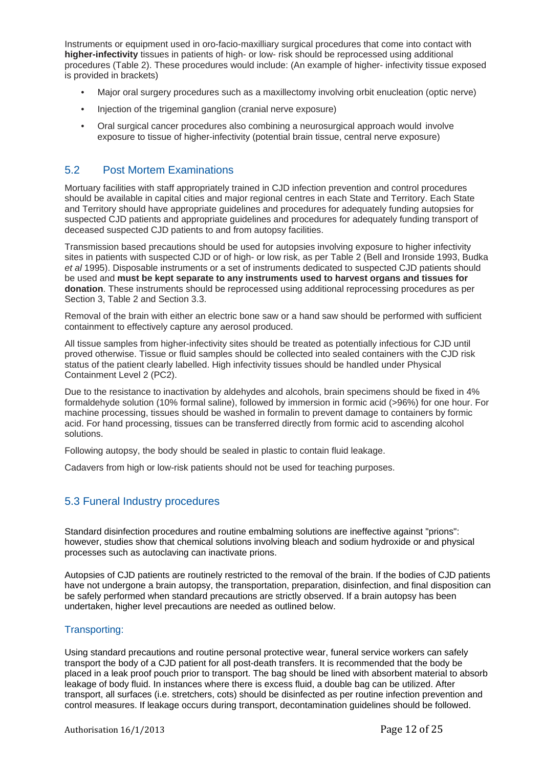Instruments or equipment used in oro-facio-maxilliary surgical procedures that come into contact with **higher-infectivity** tissues in patients of high- or low- risk should be reprocessed using additional procedures (Table 2). These procedures would include: (An example of higher- infectivity tissue exposed is provided in brackets)

- Major oral surgery procedures such as a maxillectomy involving orbit enucleation (optic nerve)
- Injection of the trigeminal ganglion (cranial nerve exposure)
- Oral surgical cancer procedures also combining a neurosurgical approach would involve exposure to tissue of higher-infectivity (potential brain tissue, central nerve exposure)

## 5.2 Post Mortem Examinations

Mortuary facilities with staff appropriately trained in CJD infection prevention and control procedures should be available in capital cities and major regional centres in each State and Territory. Each State and Territory should have appropriate guidelines and procedures for adequately funding autopsies for suspected CJD patients and appropriate guidelines and procedures for adequately funding transport of deceased suspected CJD patients to and from autopsy facilities.

Transmission based precautions should be used for autopsies involving exposure to higher infectivity sites in patients with suspected CJD or of high- or low risk, as per Table 2 (Bell and Ironside 1993, Budka *et al* 1995). Disposable instruments or a set of instruments dedicated to suspected CJD patients should be used and **must be kept separate to any instruments used to harvest organs and tissues for donation**. These instruments should be reprocessed using additional reprocessing procedures as per Section 3, Table 2 and Section 3.3.

Removal of the brain with either an electric bone saw or a hand saw should be performed with sufficient containment to effectively capture any aerosol produced.

All tissue samples from higher-infectivity sites should be treated as potentially infectious for CJD until proved otherwise. Tissue or fluid samples should be collected into sealed containers with the CJD risk status of the patient clearly labelled. High infectivity tissues should be handled under Physical Containment Level 2 (PC2).

Due to the resistance to inactivation by aldehydes and alcohols, brain specimens should be fixed in 4% formaldehyde solution (10% formal saline), followed by immersion in formic acid (>96%) for one hour. For machine processing, tissues should be washed in formalin to prevent damage to containers by formic acid. For hand processing, tissues can be transferred directly from formic acid to ascending alcohol solutions.

Following autopsy, the body should be sealed in plastic to contain fluid leakage.

Cadavers from high or low-risk patients should not be used for teaching purposes.

## 5.3 Funeral Industry procedures

Standard disinfection procedures and routine embalming solutions are ineffective against "prions": however, studies show that chemical solutions involving bleach and sodium hydroxide or and physical processes such as autoclaving can inactivate prions.

Autopsies of CJD patients are routinely restricted to the removal of the brain. If the bodies of CJD patients have not undergone a brain autopsy, the transportation, preparation, disinfection, and final disposition can be safely performed when standard precautions are strictly observed. If a brain autopsy has been undertaken, higher level precautions are needed as outlined below.

### Transporting:

Using standard precautions and routine personal protective wear, funeral service workers can safely transport the body of a CJD patient for all post-death transfers. It is recommended that the body be placed in a leak proof pouch prior to transport. The bag should be lined with absorbent material to absorb leakage of body fluid. In instances where there is excess fluid, a double bag can be utilized. After transport, all surfaces (i.e. stretchers, cots) should be disinfected as per routine infection prevention and control measures. If leakage occurs during transport, decontamination guidelines should be followed.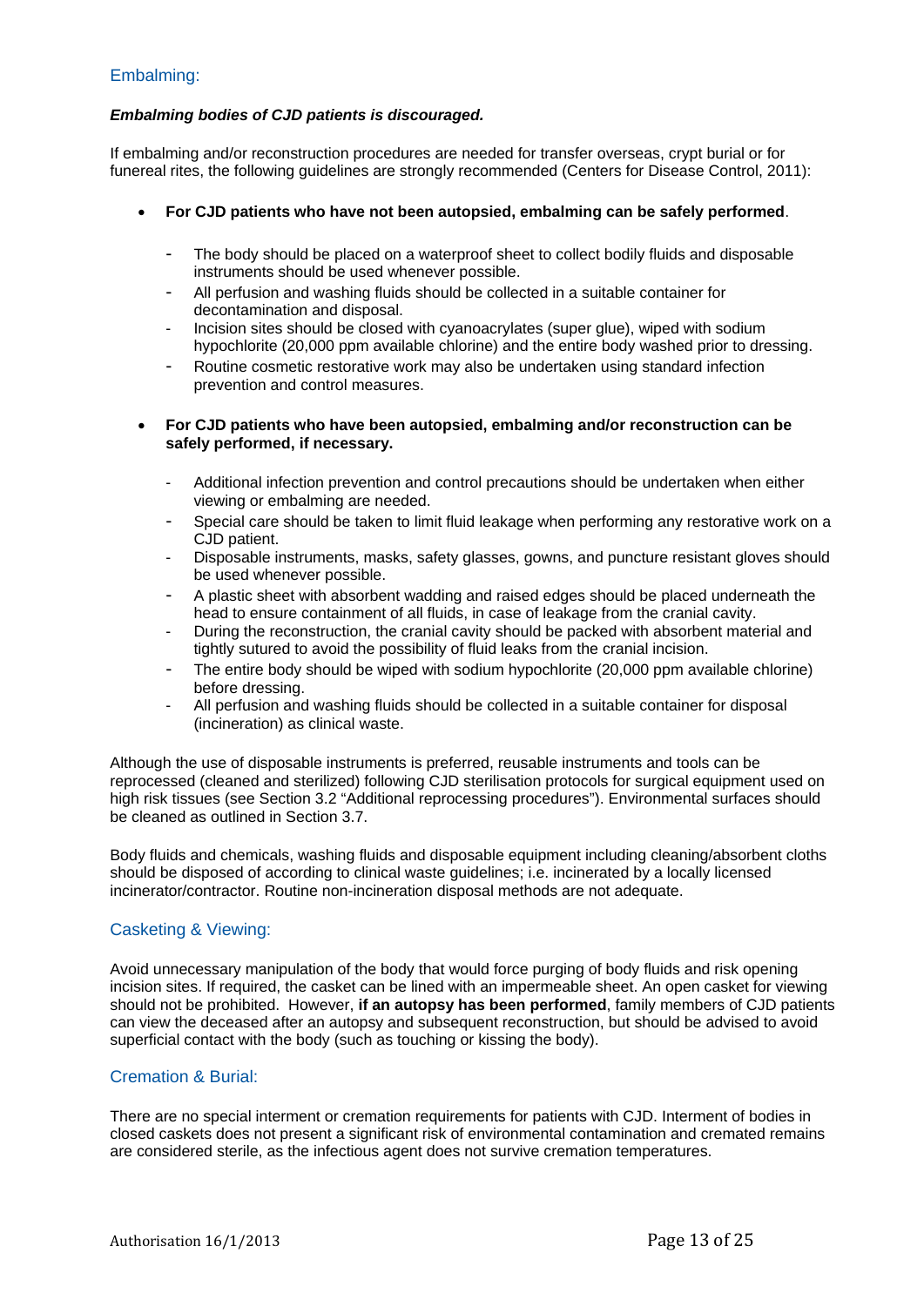## Embalming:

***Embalming bodies of CJD patients is discouraged.***

If embalming and/or reconstruction procedures are needed for transfer overseas, crypt burial or for funereal rites, the following guidelines are strongly recommended (Centers for Disease Control, 2011):

- **For CJD patients who have not been autopsied, embalming can be safely performed**.
  - The body should be placed on a waterproof sheet to collect bodily fluids and disposable instruments should be used whenever possible.
  - All perfusion and washing fluids should be collected in a suitable container for decontamination and disposal.
  - Incision sites should be closed with cyanoacrylates (super glue), wiped with sodium hypochlorite (20,000 ppm available chlorine) and the entire body washed prior to dressing.
  - Routine cosmetic restorative work may also be undertaken using standard infection prevention and control measures.

- **For CJD patients who have been autopsied, embalming and/or reconstruction can be safely performed, if necessary.**
  - Additional infection prevention and control precautions should be undertaken when either viewing or embalming are needed.
  - Special care should be taken to limit fluid leakage when performing any restorative work on a CJD patient.
  - Disposable instruments, masks, safety glasses, gowns, and puncture resistant gloves should be used whenever possible.
  - A plastic sheet with absorbent wadding and raised edges should be placed underneath the head to ensure containment of all fluids, in case of leakage from the cranial cavity.
  - During the reconstruction, the cranial cavity should be packed with absorbent material and tightly sutured to avoid the possibility of fluid leaks from the cranial incision.
  - The entire body should be wiped with sodium hypochlorite (20,000 ppm available chlorine) before dressing.
  - All perfusion and washing fluids should be collected in a suitable container for disposal (incineration) as clinical waste.

Although the use of disposable instruments is preferred, reusable instruments and tools can be reprocessed (cleaned and sterilized) following CJD sterilisation protocols for surgical equipment used on high risk tissues (see Section 3.2 "Additional reprocessing procedures"). Environmental surfaces should be cleaned as outlined in Section 3.7.

Body fluids and chemicals, washing fluids and disposable equipment including cleaning/absorbent cloths should be disposed of according to clinical waste guidelines; i.e. incinerated by a locally licensed incinerator/contractor. Routine non-incineration disposal methods are not adequate.

## Casketing & Viewing:

Avoid unnecessary manipulation of the body that would force purging of body fluids and risk opening incision sites. If required, the casket can be lined with an impermeable sheet. An open casket for viewing should not be prohibited. However, **if an autopsy has been performed**, family members of CJD patients can view the deceased after an autopsy and subsequent reconstruction, but should be advised to avoid superficial contact with the body (such as touching or kissing the body).

## Cremation & Burial:

There are no special interment or cremation requirements for patients with CJD. Interment of bodies in closed caskets does not present a significant risk of environmental contamination and cremated remains are considered sterile, as the infectious agent does not survive cremation temperatures.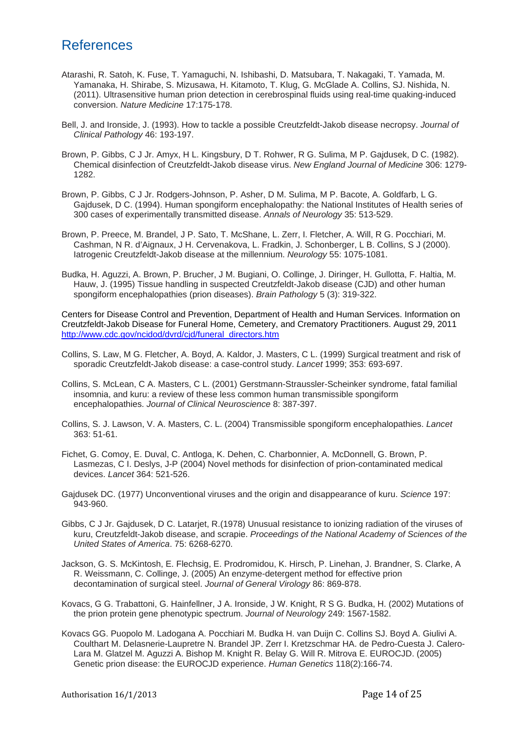# References

Atarashi, R. Satoh, K. Fuse, T. Yamaguchi, N. Ishibashi, D. Matsubara, T. Nakagaki, T. Yamada, M. Yamanaka, H. Shirabe, S. Mizusawa, H. Kitamoto, T. Klug, G. McGlade A. Collins, SJ. Nishida, N. (2011). Ultrasensitive human prion detection in cerebrospinal fluids using real-time quaking-induced conversion. *Nature Medicine* 17:175-178.

Bell, J. and Ironside, J. (1993). How to tackle a possible Creutzfeldt-Jakob disease necropsy. *Journal of Clinical Pathology* 46: 193-197.

Brown, P. Gibbs, C J Jr. Amyx, H L. Kingsbury, D T. Rohwer, R G. Sulima, M P. Gajdusek, D C. (1982). Chemical disinfection of Creutzfeldt-Jakob disease virus. *New England Journal of Medicine* 306: 1279-1282.

Brown, P. Gibbs, C J Jr. Rodgers-Johnson, P. Asher, D M. Sulima, M P. Bacote, A. Goldfarb, L G. Gajdusek, D C. (1994). Human spongiform encephalopathy: the National Institutes of Health series of 300 cases of experimentally transmitted disease. *Annals of Neurology* 35: 513-529.

Brown, P. Preece, M. Brandel, J P. Sato, T. McShane, L. Zerr, I. Fletcher, A. Will, R G. Pocchiari, M. Cashman, N R. d'Aignaux, J H. Cervenakova, L. Fradkin, J. Schonberger, L B. Collins, S J (2000). Iatrogenic Creutzfeldt-Jakob disease at the millennium. *Neurology* 55: 1075-1081.

Budka, H. Aguzzi, A. Brown, P. Brucher, J M. Bugiani, O. Collinge, J. Diringer, H. Gullotta, F. Haltia, M. Hauw, J. (1995) Tissue handling in suspected Creutzfeldt-Jakob disease (CJD) and other human spongiform encephalopathies (prion diseases). *Brain Pathology* 5 (3): 319-322.

Centers for Disease Control and Prevention, Department of Health and Human Services. Information on Creutzfeldt-Jakob Disease for Funeral Home, Cemetery, and Crematory Practitioners. August 29, 2011 http://www.cdc.gov/ncidod/dvrd/cjd/funeral_directors.htm

Collins, S. Law, M G. Fletcher, A. Boyd, A. Kaldor, J. Masters, C L. (1999) Surgical treatment and risk of sporadic Creutzfeldt-Jakob disease: a case-control study. *Lancet* 1999; 353: 693-697.

Collins, S. McLean, C A. Masters, C L. (2001) Gerstmann-Straussler-Scheinker syndrome, fatal familial insomnia, and kuru: a review of these less common human transmissible spongiform encephalopathies. *Journal of Clinical Neuroscience* 8: 387-397.

Collins, S. J. Lawson, V. A. Masters, C. L. (2004) Transmissible spongiform encephalopathies. *Lancet* 363: 51-61.

Fichet, G. Comoy, E. Duval, C. Antloga, K. Dehen, C. Charbonnier, A. McDonnell, G. Brown, P. Lasmezas, C I. Deslys, J-P (2004) Novel methods for disinfection of prion-contaminated medical devices. *Lancet* 364: 521-526.

Gajdusek DC. (1977) Unconventional viruses and the origin and disappearance of kuru. *Science* 197: 943-960.

Gibbs, C J Jr. Gajdusek, D C. Latarjet, R.(1978) Unusual resistance to ionizing radiation of the viruses of kuru, Creutzfeldt-Jakob disease, and scrapie. *Proceedings of the National Academy of Sciences of the United States of America*. 75: 6268-6270.

Jackson, G. S. McKintosh, E. Flechsig, E. Prodromidou, K. Hirsch, P. Linehan, J. Brandner, S. Clarke, A R. Weissmann, C. Collinge, J. (2005) An enzyme-detergent method for effective prion decontamination of surgical steel. *Journal of General Virology* 86: 869-878.

Kovacs, G G. Trabattoni, G. Hainfellner, J A. Ironside, J W. Knight, R S G. Budka, H. (2002) Mutations of the prion protein gene phenotypic spectrum. *Journal of Neurology* 249: 1567-1582.

Kovacs GG. Puopolo M. Ladogana A. Pocchiari M. Budka H. van Duijn C. Collins SJ. Boyd A. Giulivi A. Coulthart M. Delasnerie-Laupretre N. Brandel JP. Zerr I. Kretzschmar HA. de Pedro-Cuesta J. Calero-Lara M. Glatzel M. Aguzzi A. Bishop M. Knight R. Belay G. Will R. Mitrova E. EUROCJD. (2005) Genetic prion disease: the EUROCJD experience. *Human Genetics* 118(2):166-74.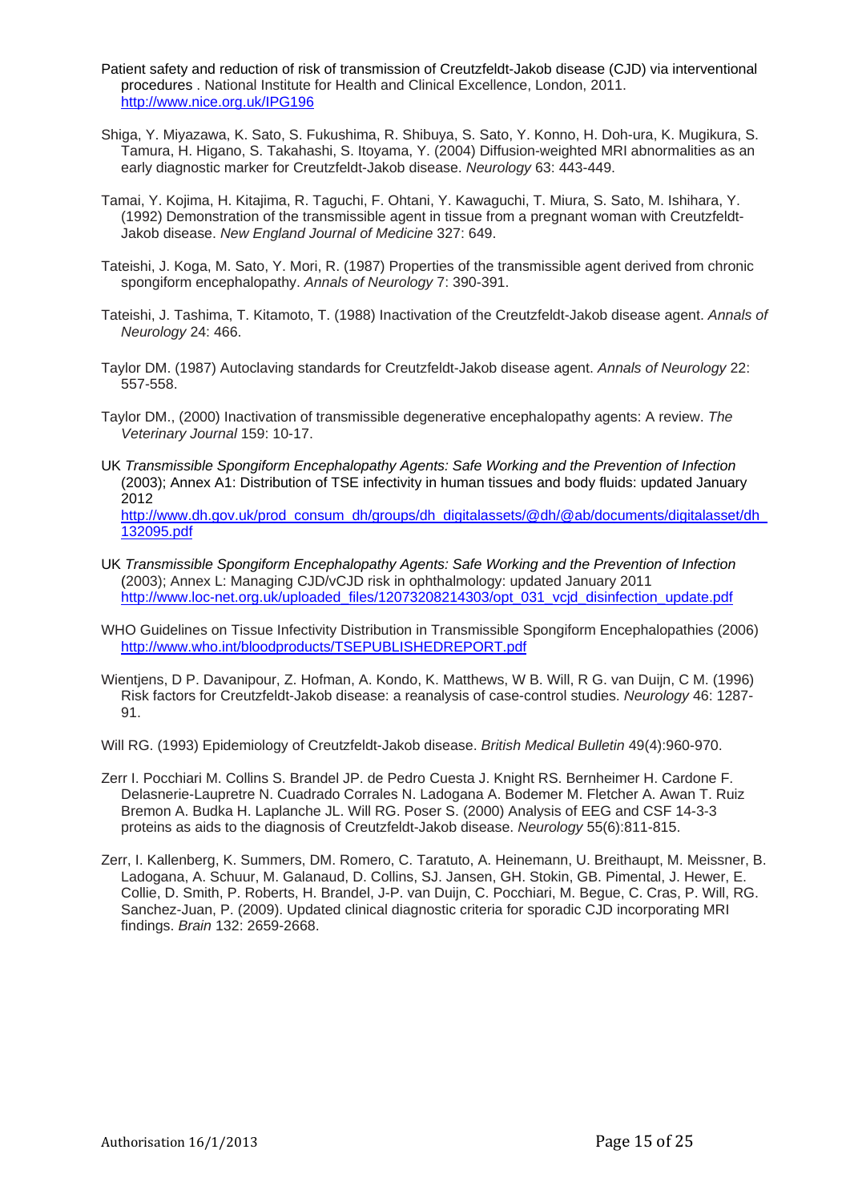Patient safety and reduction of risk of transmission of Creutzfeldt-Jakob disease (CJD) via interventional procedures . National Institute for Health and Clinical Excellence, London, 2011. http://www.nice.org.uk/IPG196

Shiga, Y. Miyazawa, K. Sato, S. Fukushima, R. Shibuya, S. Sato, Y. Konno, H. Doh-ura, K. Mugikura, S. Tamura, H. Higano, S. Takahashi, S. Itoyama, Y. (2004) Diffusion-weighted MRI abnormalities as an early diagnostic marker for Creutzfeldt-Jakob disease. *Neurology* 63: 443-449.

Tamai, Y. Kojima, H. Kitajima, R. Taguchi, F. Ohtani, Y. Kawaguchi, T. Miura, S. Sato, M. Ishihara, Y. (1992) Demonstration of the transmissible agent in tissue from a pregnant woman with Creutzfeldt-Jakob disease. *New England Journal of Medicine* 327: 649.

Tateishi, J. Koga, M. Sato, Y. Mori, R. (1987) Properties of the transmissible agent derived from chronic spongiform encephalopathy. *Annals of Neurology* 7: 390-391.

Tateishi, J. Tashima, T. Kitamoto, T. (1988) Inactivation of the Creutzfeldt-Jakob disease agent. *Annals of Neurology* 24: 466.

Taylor DM. (1987) Autoclaving standards for Creutzfeldt-Jakob disease agent. *Annals of Neurology* 22: 557-558.

Taylor DM., (2000) Inactivation of transmissible degenerative encephalopathy agents: A review. *The Veterinary Journal* 159: 10-17.

UK *Transmissible Spongiform Encephalopathy Agents: Safe Working and the Prevention of Infection* (2003); Annex A1: Distribution of TSE infectivity in human tissues and body fluids: updated January 2012 http://www.dh.gov.uk/prod_consum_dh/groups/dh_digitalassets/@dh/@ab/documents/digitalasset/dh_132095.pdf

UK *Transmissible Spongiform Encephalopathy Agents: Safe Working and the Prevention of Infection* (2003); Annex L: Managing CJD/vCJD risk in ophthalmology: updated January 2011 http://www.loc-net.org.uk/uploaded_files/12073208214303/opt_031_vcjd_disinfection_update.pdf

WHO Guidelines on Tissue Infectivity Distribution in Transmissible Spongiform Encephalopathies (2006) http://www.who.int/bloodproducts/TSEPUBLISHEDREPORT.pdf

Wientjens, D P. Davanipour, Z. Hofman, A. Kondo, K. Matthews, W B. Will, R G. van Duijn, C M. (1996) Risk factors for Creutzfeldt-Jakob disease: a reanalysis of case-control studies. *Neurology* 46: 1287-91.

Will RG. (1993) Epidemiology of Creutzfeldt-Jakob disease. *British Medical Bulletin* 49(4):960-970.

Zerr I. Pocchiari M. Collins S. Brandel JP. de Pedro Cuesta J. Knight RS. Bernheimer H. Cardone F. Delasnerie-Laupretre N. Cuadrado Corrales N. Ladogana A. Bodemer M. Fletcher A. Awan T. Ruiz Bremon A. Budka H. Laplanche JL. Will RG. Poser S. (2000) Analysis of EEG and CSF 14-3-3 proteins as aids to the diagnosis of Creutzfeldt-Jakob disease. *Neurology* 55(6):811-815.

Zerr, I. Kallenberg, K. Summers, DM. Romero, C. Taratuto, A. Heinemann, U. Breithaupt, M. Meissner, B. Ladogana, A. Schuur, M. Galanaud, D. Collins, SJ. Jansen, GH. Stokin, GB. Pimental, J. Hewer, E. Collie, D. Smith, P. Roberts, H. Brandel, J-P. van Duijn, C. Pocchiari, M. Begue, C. Cras, P. Will, RG. Sanchez-Juan, P. (2009). Updated clinical diagnostic criteria for sporadic CJD incorporating MRI findings. *Brain* 132: 2659-2668.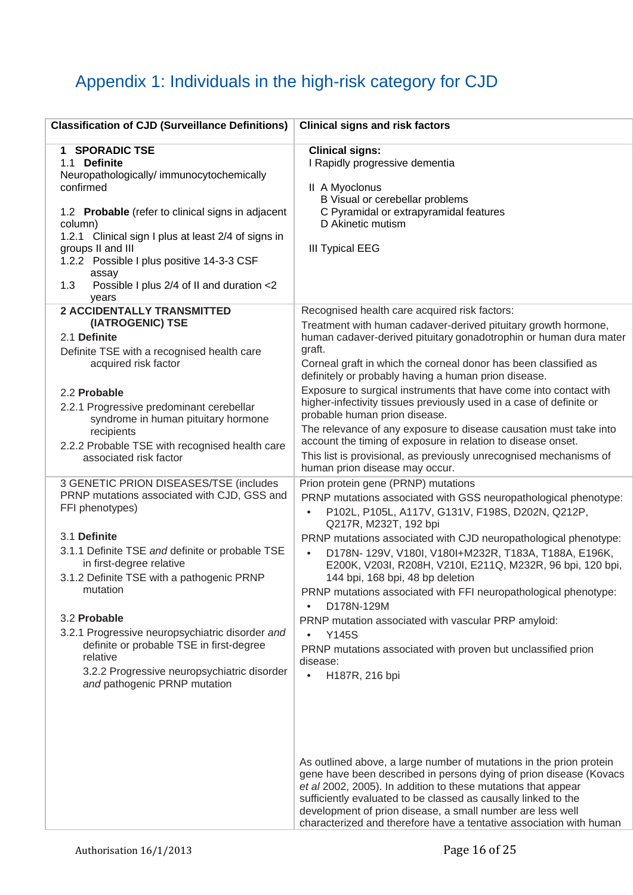# Appendix 1: Individuals in the high-risk category for CJD

| Classification of CJD (Surveillance Definitions) | Clinical signs and risk factors |
|---|---|
| **1 SPORADIC TSE**<br>1.1 **Definite**<br>Neuropathologically/ immunocytochemically confirmed<br><br>1.2 **Probable** (refer to clinical signs in adjacent column)<br>1.2.1 Clinical sign I plus at least 2/4 of signs in groups II and III<br>1.2.2 Possible I plus positive 14-3-3 CSF assay<br>1.3 Possible I plus 2/4 of II and duration <2 years | **Clinical signs:**<br>I Rapidly progressive dementia<br><br>II A Myoclonus<br>B Visual or cerebellar problems<br>C Pyramidal or extrapyramidal features<br>D Akinetic mutism<br><br>III Typical EEG |
| **2 ACCIDENTALLY TRANSMITTED (IATROGENIC) TSE**<br>2.1 **Definite**<br>Definite TSE with a recognised health care acquired risk factor<br><br>2.2 **Probable**<br>2.2.1 Progressive predominant cerebellar syndrome in human pituitary hormone recipients<br>2.2.2 Probable TSE with recognised health care associated risk factor | Recognised health care acquired risk factors:<br>Treatment with human cadaver-derived pituitary growth hormone, human cadaver-derived pituitary gonadotrophin or human dura mater graft.<br>Corneal graft in which the corneal donor has been classified as definitely or probably having a human prion disease.<br>Exposure to surgical instruments that have come into contact with higher-infectivity tissues previously used in a case of definite or probable human prion disease.<br>The relevance of any exposure to disease causation must take into account the timing of exposure in relation to disease onset.<br>This list is provisional, as previously unrecognised mechanisms of human prion disease may occur. |
| 3 GENETIC PRION DISEASES/TSE (includes PRNP mutations associated with CJD, GSS and FFI phenotypes)<br><br>3.1 **Definite**<br>3.1.1 Definite TSE *and* definite or probable TSE in first-degree relative<br>3.1.2 Definite TSE with a pathogenic PRNP mutation<br><br>3.2 **Probable**<br>3.2.1 Progressive neuropsychiatric disorder *and* definite or probable TSE in first-degree relative<br>3.2.2 Progressive neuropsychiatric disorder *and* pathogenic PRNP mutation | Prion protein gene (PRNP) mutations<br>PRNP mutations associated with GSS neuropathological phenotype:<br>• P102L, P105L, A117V, G131V, F198S, D202N, Q212P, Q217R, M232T, 192 bpi<br>PRNP mutations associated with CJD neuropathological phenotype:<br>• D178N- 129V, V180I, V180I+M232R, T183A, T188A, E196K, E200K, V203I, R208H, V210I, E211Q, M232R, 96 bpi, 120 bpi, 144 bpi, 168 bpi, 48 bp deletion<br>PRNP mutations associated with FFI neuropathological phenotype:<br>• D178N-129M<br>PRNP mutation associated with vascular PRP amyloid:<br>• Y145S<br>PRNP mutations associated with proven but unclassified prion disease:<br>• H187R, 216 bpi<br><br>As outlined above, a large number of mutations in the prion protein gene have been described in persons dying of prion disease (Kovacs *et al* 2002, 2005). In addition to these mutations that appear sufficiently evaluated to be classed as causally linked to the development of prion disease, a small number are less well characterized and therefore have a tentative association with human |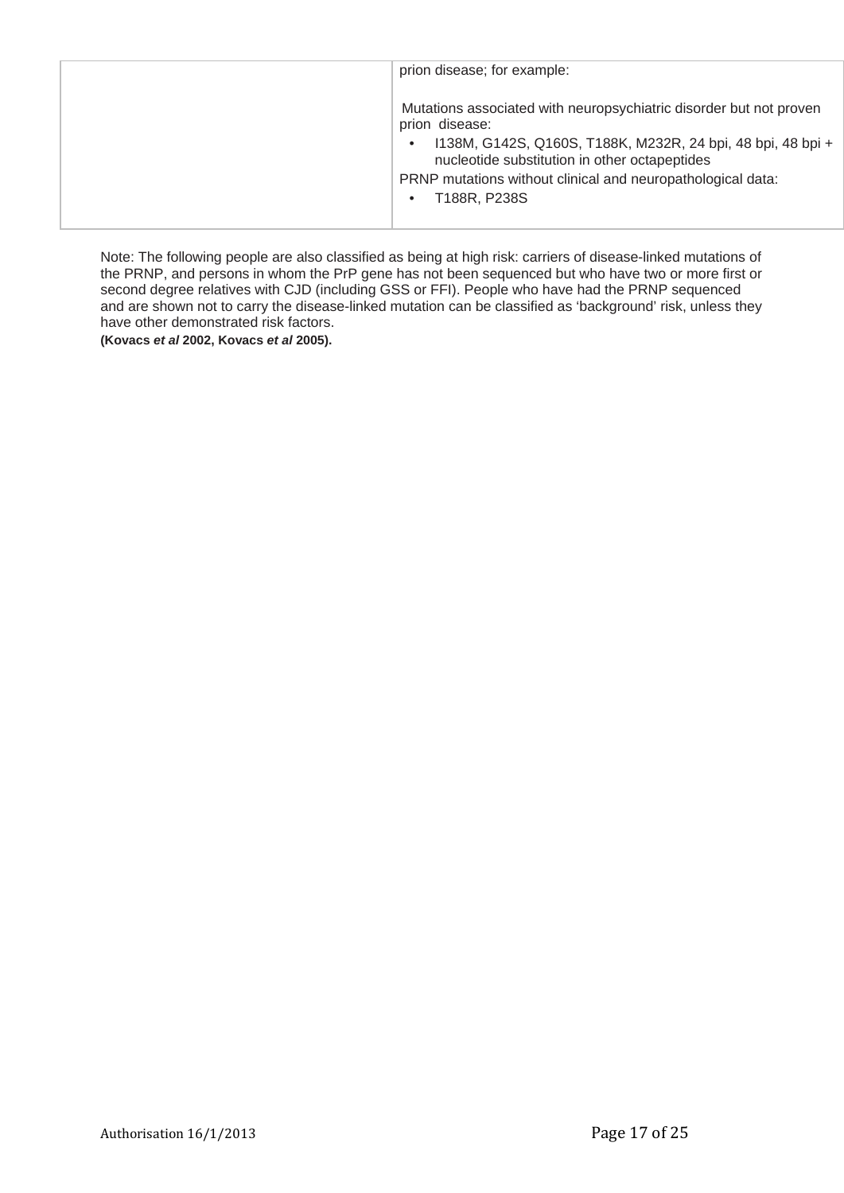|  | prion disease; for example:<br><br>Mutations associated with neuropsychiatric disorder but not proven prion disease:<br>• I138M, G142S, Q160S, T188K, M232R, 24 bpi, 48 bpi, 48 bpi + nucleotide substitution in other octapeptides<br>PRNP mutations without clinical and neuropathological data:<br>• T188R, P238S |
|---|---|

Note: The following people are also classified as being at high risk: carriers of disease-linked mutations of the PRNP, and persons in whom the PrP gene has not been sequenced but who have two or more first or second degree relatives with CJD (including GSS or FFI). People who have had the PRNP sequenced and are shown not to carry the disease-linked mutation can be classified as 'background' risk, unless they have other demonstrated risk factors.

**(Kovacs *et al* 2002, Kovacs *et al* 2005).**

Authorisation 16/1/2013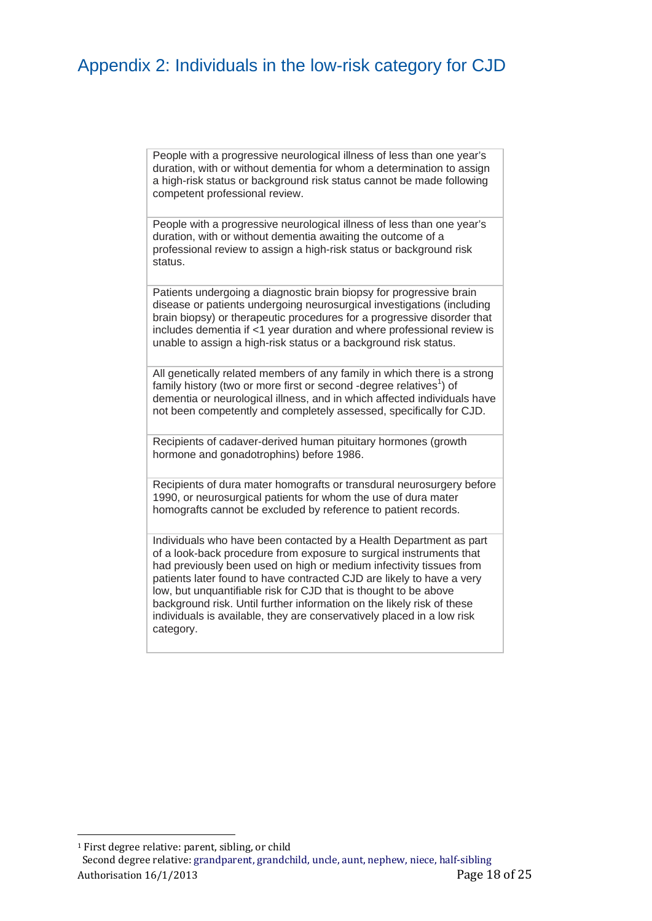# Appendix 2: Individuals in the low-risk category for CJD

| |
|---|
| People with a progressive neurological illness of less than one year's duration, with or without dementia for whom a determination to assign a high-risk status or background risk status cannot be made following competent professional review. |
| People with a progressive neurological illness of less than one year's duration, with or without dementia awaiting the outcome of a professional review to assign a high-risk status or background risk status. |
| Patients undergoing a diagnostic brain biopsy for progressive brain disease or patients undergoing neurosurgical investigations (including brain biopsy) or therapeutic procedures for a progressive disorder that includes dementia if <1 year duration and where professional review is unable to assign a high-risk status or a background risk status. |
| All genetically related members of any family in which there is a strong family history (two or more first or second -degree relatives[1]) of dementia or neurological illness, and in which affected individuals have not been competently and completely assessed, specifically for CJD. |
| Recipients of cadaver-derived human pituitary hormones (growth hormone and gonadotrophins) before 1986. |
| Recipients of dura mater homografts or transdural neurosurgery before 1990, or neurosurgical patients for whom the use of dura mater homografts cannot be excluded by reference to patient records. |
| Individuals who have been contacted by a Health Department as part of a look-back procedure from exposure to surgical instruments that had previously been used on high or medium infectivity tissues from patients later found to have contracted CJD are likely to have a very low, but unquantifiable risk for CJD that is thought to be above background risk. Until further information on the likely risk of these individuals is available, they are conservatively placed in a low risk category. |

[1] First degree relative: parent, sibling, or child
Second degree relative: grandparent, grandchild, uncle, aunt, nephew, niece, half-sibling

Authorisation 16/1/2013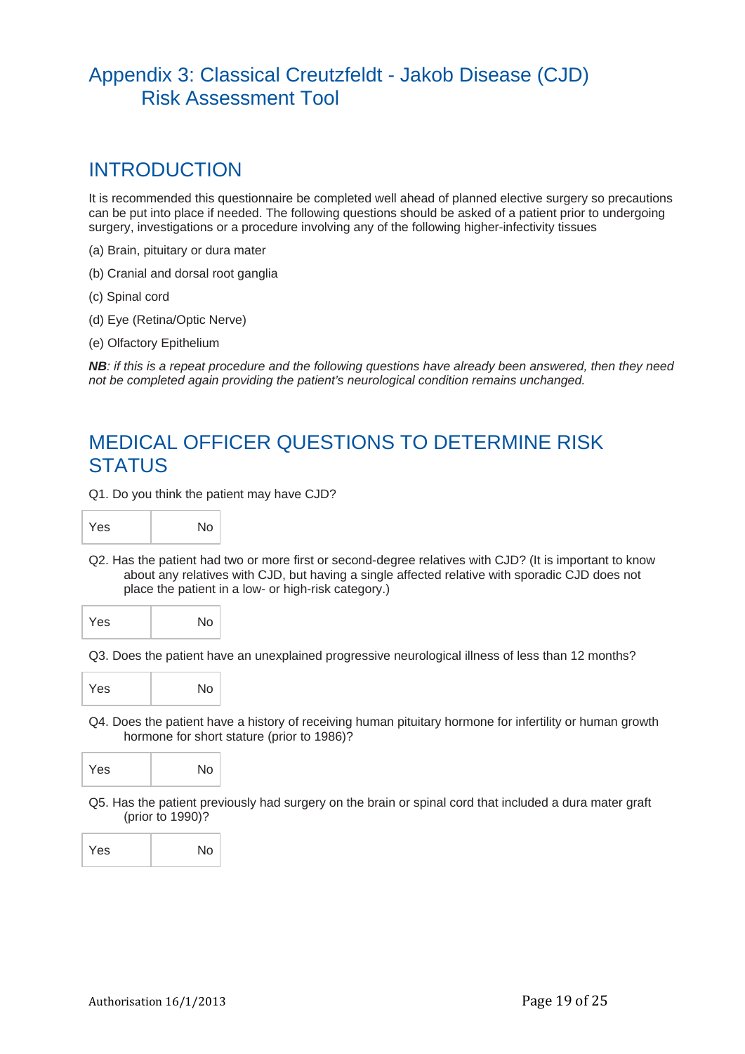# Appendix 3: Classical Creutzfeldt - Jakob Disease (CJD) Risk Assessment Tool

## INTRODUCTION

It is recommended this questionnaire be completed well ahead of planned elective surgery so precautions can be put into place if needed. The following questions should be asked of a patient prior to undergoing surgery, investigations or a procedure involving any of the following higher-infectivity tissues

(a) Brain, pituitary or dura mater

(b) Cranial and dorsal root ganglia

(c) Spinal cord

(d) Eye (Retina/Optic Nerve)

(e) Olfactory Epithelium

***NB**: if this is a repeat procedure and the following questions have already been answered, then they need not be completed again providing the patient's neurological condition remains unchanged.*

## MEDICAL OFFICER QUESTIONS TO DETERMINE RISK STATUS

Q1. Do you think the patient may have CJD?

| Yes | No |
|---|---|

Q2. Has the patient had two or more first or second-degree relatives with CJD? (It is important to know about any relatives with CJD, but having a single affected relative with sporadic CJD does not place the patient in a low- or high-risk category.)

| Yes | No |
|---|---|

Q3. Does the patient have an unexplained progressive neurological illness of less than 12 months?

| Yes | No |
|---|---|

Q4. Does the patient have a history of receiving human pituitary hormone for infertility or human growth hormone for short stature (prior to 1986)?

| Yes | No |
|---|---|

Q5. Has the patient previously had surgery on the brain or spinal cord that included a dura mater graft (prior to 1990)?

| Yes | No |
|---|---|

Authorisation 16/1/2013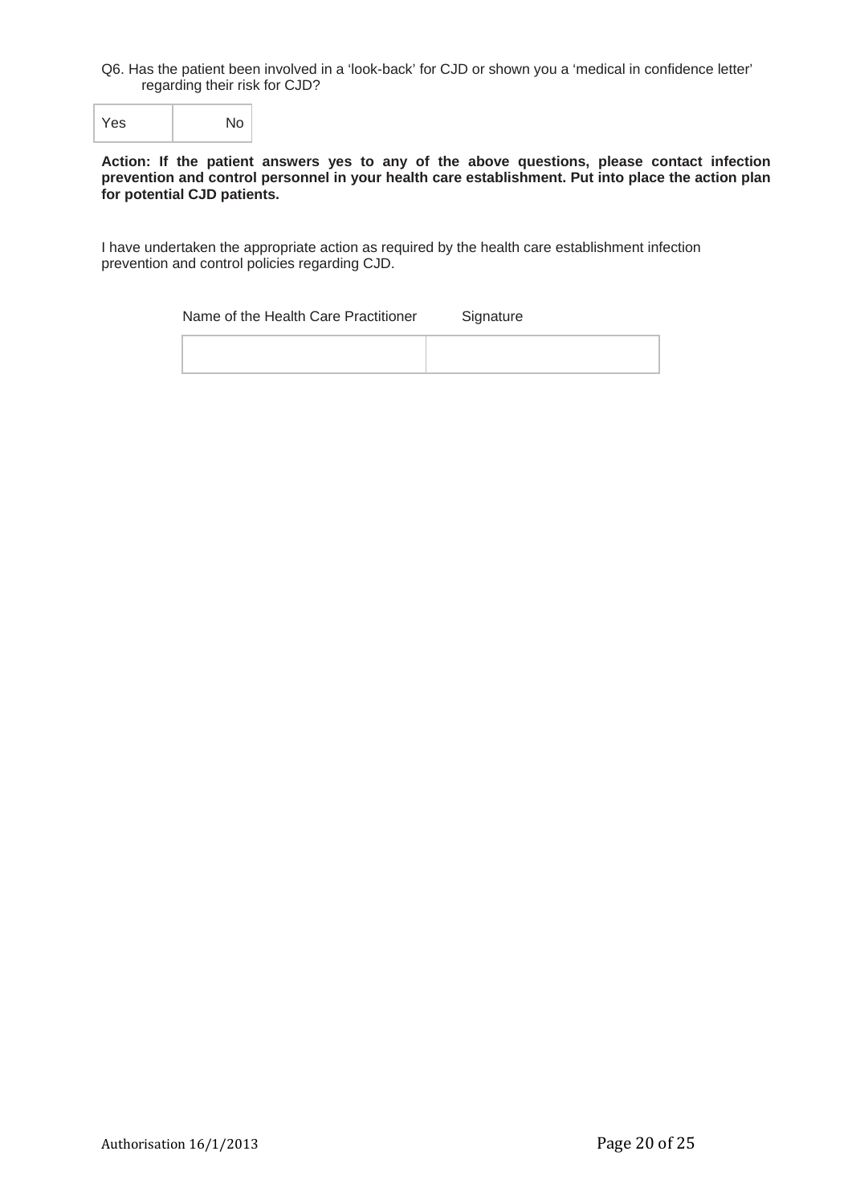Q6. Has the patient been involved in a 'look-back' for CJD or shown you a 'medical in confidence letter' regarding their risk for CJD?

| Yes | No |
|---|---|

**Action: If the patient answers yes to any of the above questions, please contact infection prevention and control personnel in your health care establishment. Put into place the action plan for potential CJD patients.**

I have undertaken the appropriate action as required by the health care establishment infection prevention and control policies regarding CJD.

| Name of the Health Care Practitioner | Signature |
|---|---|
| | |

Authorisation 16/1/2013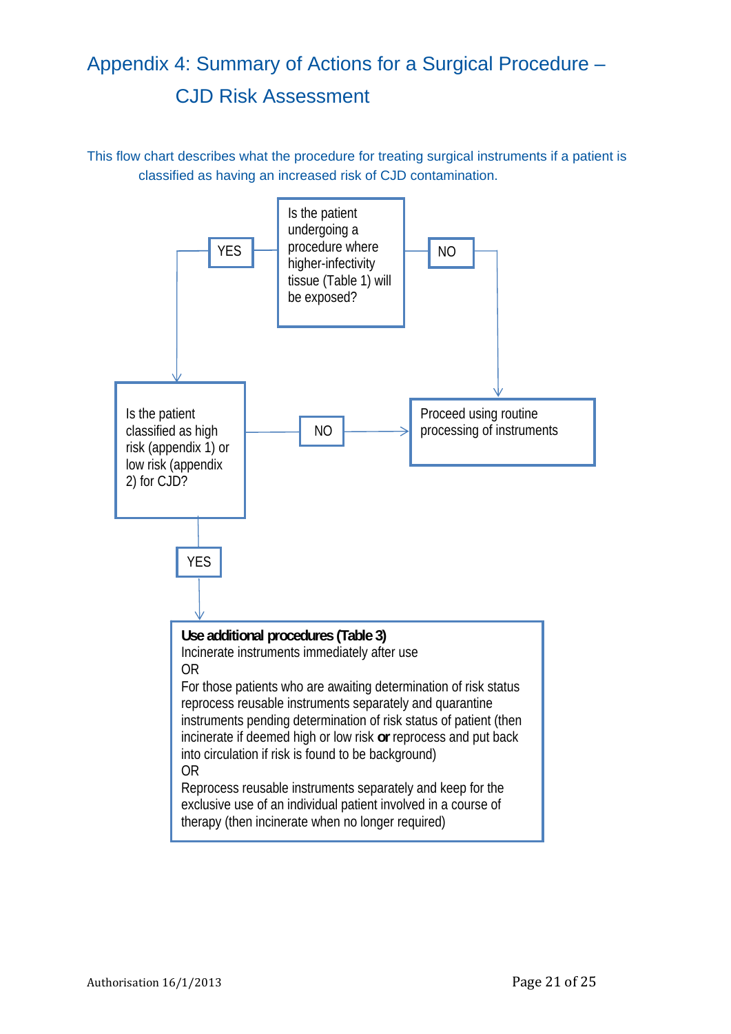# Appendix 4: Summary of Actions for a Surgical Procedure – CJD Risk Assessment

This flow chart describes what the procedure for treating surgical instruments if a patient is classified as having an increased risk of CJD contamination.

Is the patient undergoing a procedure where higher-infectivity tissue (Table 1) will be exposed?

- **YES** → Is the patient classified as high risk (appendix 1) or low risk (appendix 2) for CJD?
  - **NO** → Proceed using routine processing of instruments
  - **YES** → Use additional procedures (see below)
- **NO** → Proceed using routine processing of instruments

**Use additional procedures (Table 3)**

Incinerate instruments immediately after use

OR

For those patients who are awaiting determination of risk status reprocess reusable instruments separately and quarantine instruments pending determination of risk status of patient (then incinerate if deemed high or low risk **or** reprocess and put back into circulation if risk is found to be background)

OR

Reprocess reusable instruments separately and keep for the exclusive use of an individual patient involved in a course of therapy (then incinerate when no longer required)

Authorisation 16/1/2013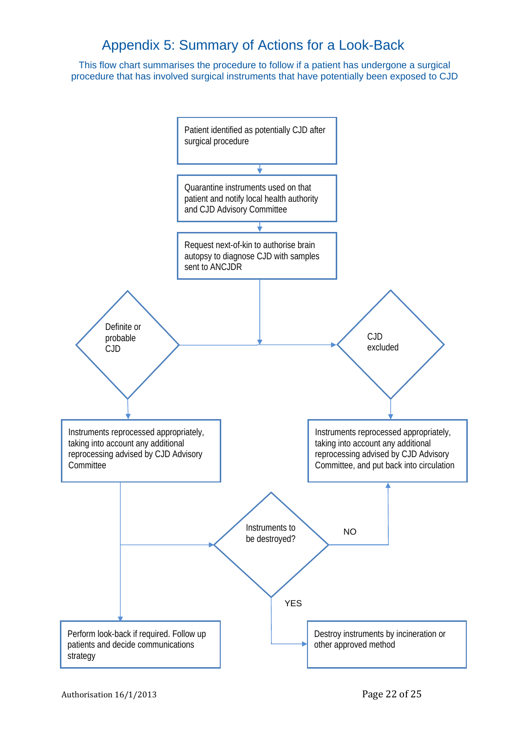# Appendix 5: Summary of Actions for a Look-Back

This flow chart summarises the procedure to follow if a patient has undergone a surgical procedure that has involved surgical instruments that have potentially been exposed to CJD

Patient identified as potentially CJD after surgical procedure

Quarantine instruments used on that patient and notify local health authority and CJD Advisory Committee

Request next-of-kin to authorise brain autopsy to diagnose CJD with samples sent to ANCJDR

Definite or probable CJD

CJD excluded

Instruments reprocessed appropriately, taking into account any additional reprocessing advised by CJD Advisory Committee

Instruments reprocessed appropriately, taking into account any additional reprocessing advised by CJD Advisory Committee, and put back into circulation

Instruments to be destroyed?

NO

YES

Perform look-back if required. Follow up patients and decide communications strategy

Destroy instruments by incineration or other approved method

Authorisation 16/1/2013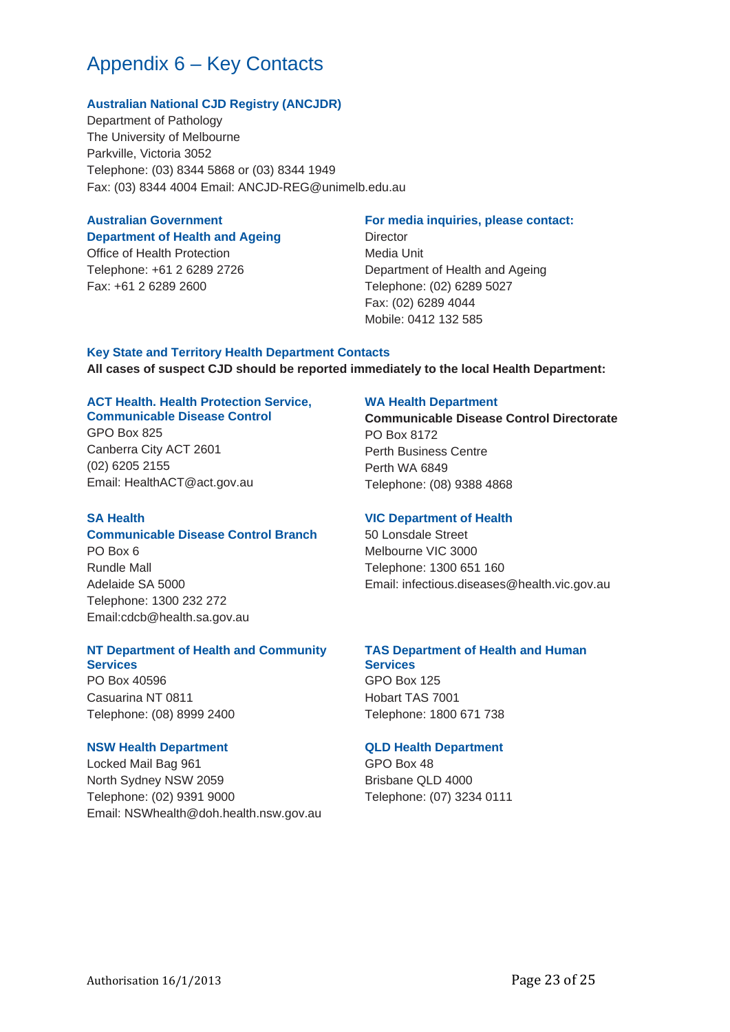# Appendix 6 – Key Contacts

### Australian National CJD Registry (ANCJDR)

Department of Pathology
The University of Melbourne
Parkville, Victoria 3052
Telephone: (03) 8344 5868 or (03) 8344 1949
Fax: (03) 8344 4004 Email: ANCJD-REG@unimelb.edu.au

### Australian Government Department of Health and Ageing

Office of Health Protection
Telephone: +61 2 6289 2726
Fax: +61 2 6289 2600

### For media inquiries, please contact:

Director
Media Unit
Department of Health and Ageing
Telephone: (02) 6289 5027
Fax: (02) 6289 4044
Mobile: 0412 132 585

### Key State and Territory Health Department Contacts

**All cases of suspect CJD should be reported immediately to the local Health Department:**

### ACT Health. Health Protection Service, Communicable Disease Control

GPO Box 825
Canberra City ACT 2601
(02) 6205 2155
Email: HealthACT@act.gov.au

### WA Health Department

**Communicable Disease Control Directorate**
PO Box 8172
Perth Business Centre
Perth WA 6849
Telephone: (08) 9388 4868

### SA Health Communicable Disease Control Branch

PO Box 6
Rundle Mall
Adelaide SA 5000
Telephone: 1300 232 272
Email:cdcb@health.sa.gov.au

### VIC Department of Health

50 Lonsdale Street
Melbourne VIC 3000
Telephone: 1300 651 160
Email: infectious.diseases@health.vic.gov.au

### NT Department of Health and Community Services

PO Box 40596
Casuarina NT 0811
Telephone: (08) 8999 2400

### TAS Department of Health and Human Services

GPO Box 125
Hobart TAS 7001
Telephone: 1800 671 738

### NSW Health Department

Locked Mail Bag 961
North Sydney NSW 2059
Telephone: (02) 9391 9000
Email: NSWhealth@doh.health.nsw.gov.au

### QLD Health Department

GPO Box 48
Brisbane QLD 4000
Telephone: (07) 3234 0111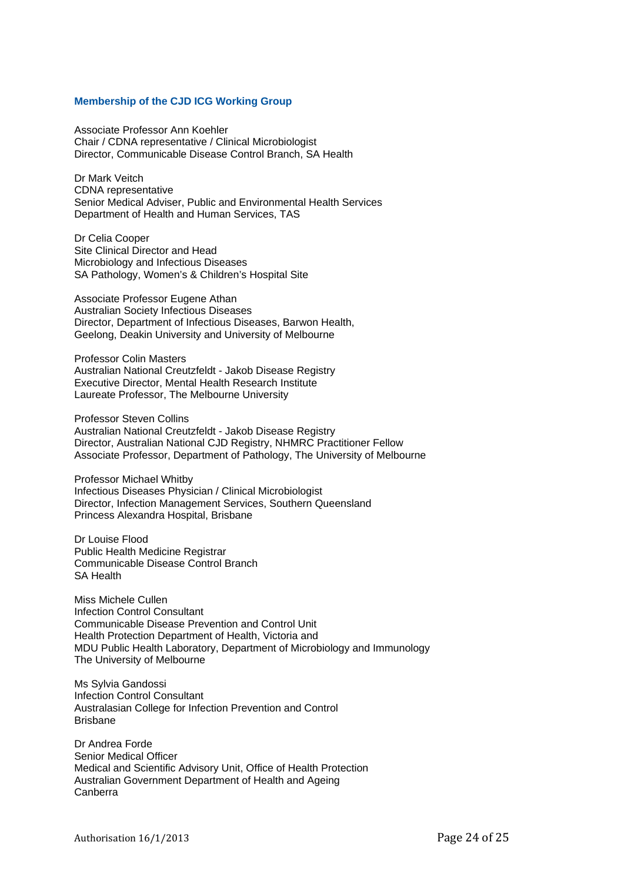### Membership of the CJD ICG Working Group

Associate Professor Ann Koehler
Chair / CDNA representative / Clinical Microbiologist
Director, Communicable Disease Control Branch, SA Health

Dr Mark Veitch
CDNA representative
Senior Medical Adviser, Public and Environmental Health Services
Department of Health and Human Services, TAS

Dr Celia Cooper
Site Clinical Director and Head
Microbiology and Infectious Diseases
SA Pathology, Women's & Children's Hospital Site

Associate Professor Eugene Athan
Australian Society Infectious Diseases
Director, Department of Infectious Diseases, Barwon Health,
Geelong, Deakin University and University of Melbourne

Professor Colin Masters
Australian National Creutzfeldt - Jakob Disease Registry
Executive Director, Mental Health Research Institute
Laureate Professor, The Melbourne University

Professor Steven Collins
Australian National Creutzfeldt - Jakob Disease Registry
Director, Australian National CJD Registry, NHMRC Practitioner Fellow
Associate Professor, Department of Pathology, The University of Melbourne

Professor Michael Whitby
Infectious Diseases Physician / Clinical Microbiologist
Director, Infection Management Services, Southern Queensland
Princess Alexandra Hospital, Brisbane

Dr Louise Flood
Public Health Medicine Registrar
Communicable Disease Control Branch
SA Health

Miss Michele Cullen
Infection Control Consultant
Communicable Disease Prevention and Control Unit
Health Protection Department of Health, Victoria and
MDU Public Health Laboratory, Department of Microbiology and Immunology
The University of Melbourne

Ms Sylvia Gandossi
Infection Control Consultant
Australasian College for Infection Prevention and Control
Brisbane

Dr Andrea Forde
Senior Medical Officer
Medical and Scientific Advisory Unit, Office of Health Protection
Australian Government Department of Health and Ageing
Canberra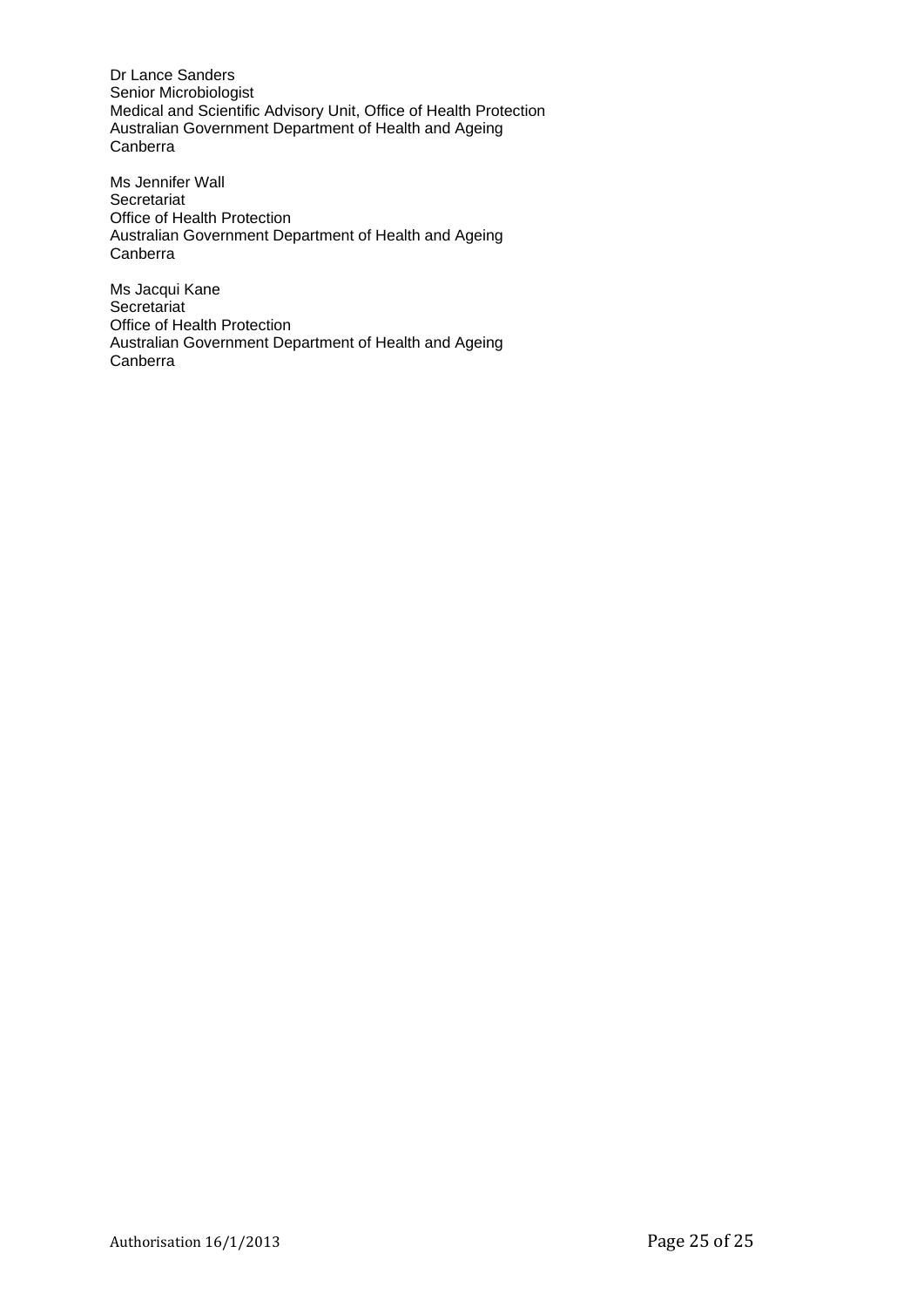Dr Lance Sanders
Senior Microbiologist
Medical and Scientific Advisory Unit, Office of Health Protection
Australian Government Department of Health and Ageing
Canberra

Ms Jennifer Wall
Secretariat
Office of Health Protection
Australian Government Department of Health and Ageing
Canberra

Ms Jacqui Kane
Secretariat
Office of Health Protection
Australian Government Department of Health and Ageing
Canberra